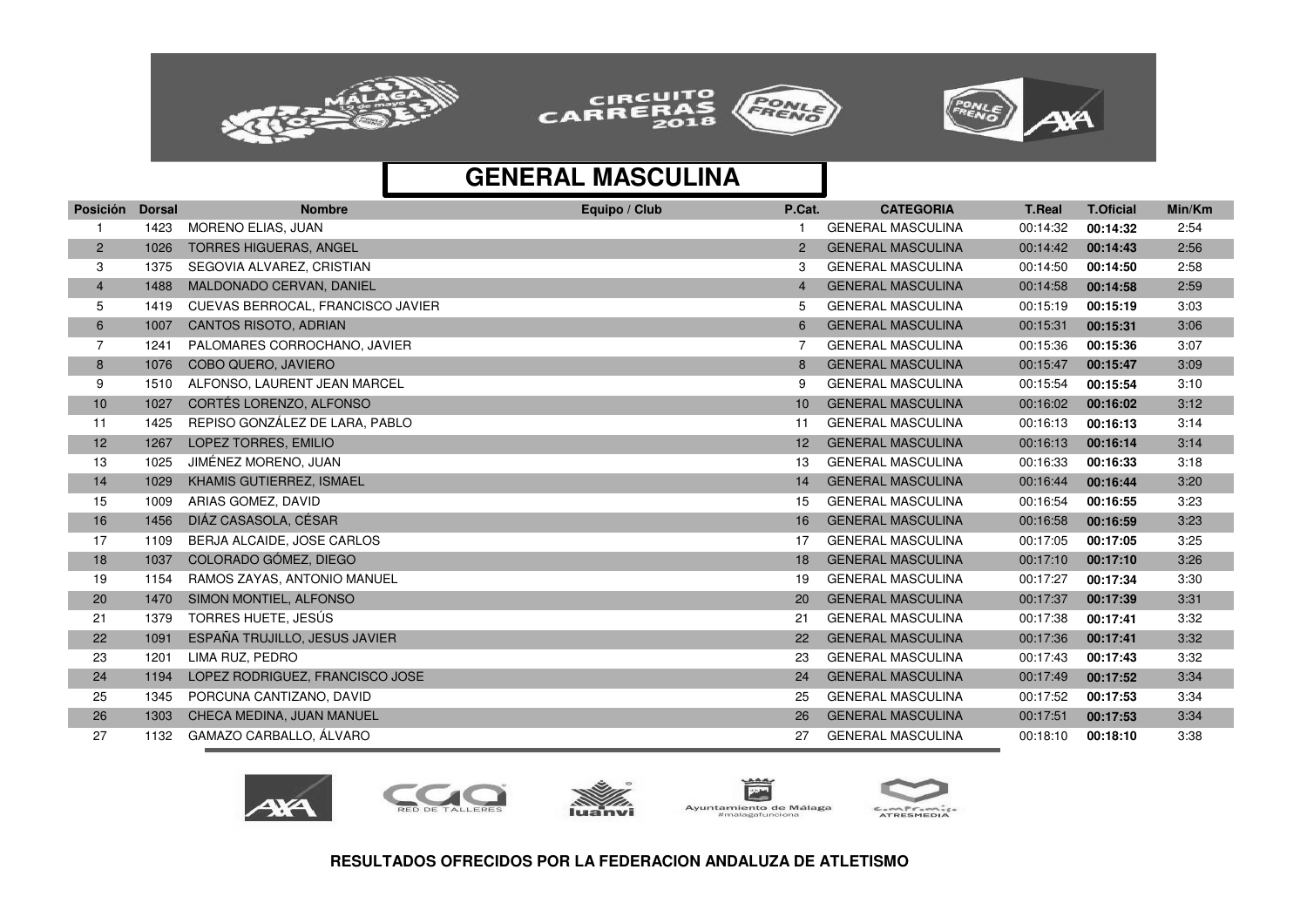## GENERAL MASCULINA

| Posición | Dorsal | Nombre | Equipo / Club | P.Cat. | CATEGORIA | T.Real | T.Oficial | Min/Km |
|---|---|---|---|---|---|---|---|---|
| 1 | 1423 | MORENO ELIAS, JUAN | | 1 | GENERAL MASCULINA | 00:14:32 | **00:14:32** | 2:54 |
| 2 | 1026 | TORRES HIGUERAS, ANGEL | | 2 | GENERAL MASCULINA | 00:14:42 | **00:14:43** | 2:56 |
| 3 | 1375 | SEGOVIA ALVAREZ, CRISTIAN | | 3 | GENERAL MASCULINA | 00:14:50 | **00:14:50** | 2:58 |
| 4 | 1488 | MALDONADO CERVAN, DANIEL | | 4 | GENERAL MASCULINA | 00:14:58 | **00:14:58** | 2:59 |
| 5 | 1419 | CUEVAS BERROCAL, FRANCISCO JAVIER | | 5 | GENERAL MASCULINA | 00:15:19 | **00:15:19** | 3:03 |
| 6 | 1007 | CANTOS RISOTO, ADRIAN | | 6 | GENERAL MASCULINA | 00:15:31 | **00:15:31** | 3:06 |
| 7 | 1241 | PALOMARES CORROCHANO, JAVIER | | 7 | GENERAL MASCULINA | 00:15:36 | **00:15:36** | 3:07 |
| 8 | 1076 | COBO QUERO, JAVIERO | | 8 | GENERAL MASCULINA | 00:15:47 | **00:15:47** | 3:09 |
| 9 | 1510 | ALFONSO, LAURENT JEAN MARCEL | | 9 | GENERAL MASCULINA | 00:15:54 | **00:15:54** | 3:10 |
| 10 | 1027 | CORTÉS LORENZO, ALFONSO | | 10 | GENERAL MASCULINA | 00:16:02 | **00:16:02** | 3:12 |
| 11 | 1425 | REPISO GONZÁLEZ DE LARA, PABLO | | 11 | GENERAL MASCULINA | 00:16:13 | **00:16:13** | 3:14 |
| 12 | 1267 | LOPEZ TORRES, EMILIO | | 12 | GENERAL MASCULINA | 00:16:13 | **00:16:14** | 3:14 |
| 13 | 1025 | JIMÉNEZ MORENO, JUAN | | 13 | GENERAL MASCULINA | 00:16:33 | **00:16:33** | 3:18 |
| 14 | 1029 | KHAMIS GUTIERREZ, ISMAEL | | 14 | GENERAL MASCULINA | 00:16:44 | **00:16:44** | 3:20 |
| 15 | 1009 | ARIAS GOMEZ, DAVID | | 15 | GENERAL MASCULINA | 00:16:54 | **00:16:55** | 3:23 |
| 16 | 1456 | DIÁZ CASASOLA, CÉSAR | | 16 | GENERAL MASCULINA | 00:16:58 | **00:16:59** | 3:23 |
| 17 | 1109 | BERJA ALCAIDE, JOSE CARLOS | | 17 | GENERAL MASCULINA | 00:17:05 | **00:17:05** | 3:25 |
| 18 | 1037 | COLORADO GÓMEZ, DIEGO | | 18 | GENERAL MASCULINA | 00:17:10 | **00:17:10** | 3:26 |
| 19 | 1154 | RAMOS ZAYAS, ANTONIO MANUEL | | 19 | GENERAL MASCULINA | 00:17:27 | **00:17:34** | 3:30 |
| 20 | 1470 | SIMON MONTIEL, ALFONSO | | 20 | GENERAL MASCULINA | 00:17:37 | **00:17:39** | 3:31 |
| 21 | 1379 | TORRES HUETE, JESÚS | | 21 | GENERAL MASCULINA | 00:17:38 | **00:17:41** | 3:32 |
| 22 | 1091 | ESPAÑA TRUJILLO, JESUS JAVIER | | 22 | GENERAL MASCULINA | 00:17:36 | **00:17:41** | 3:32 |
| 23 | 1201 | LIMA RUZ, PEDRO | | 23 | GENERAL MASCULINA | 00:17:43 | **00:17:43** | 3:32 |
| 24 | 1194 | LOPEZ RODRIGUEZ, FRANCISCO JOSE | | 24 | GENERAL MASCULINA | 00:17:49 | **00:17:52** | 3:34 |
| 25 | 1345 | PORCUNA CANTIZANO, DAVID | | 25 | GENERAL MASCULINA | 00:17:52 | **00:17:53** | 3:34 |
| 26 | 1303 | CHECA MEDINA, JUAN MANUEL | | 26 | GENERAL MASCULINA | 00:17:51 | **00:17:53** | 3:34 |
| 27 | 1132 | GAMAZO CARBALLO, ÁLVARO | | 27 | GENERAL MASCULINA | 00:18:10 | **00:18:10** | 3:38 |

**RESULTADOS OFRECIDOS POR LA FEDERACION ANDALUZA DE ATLETISMO**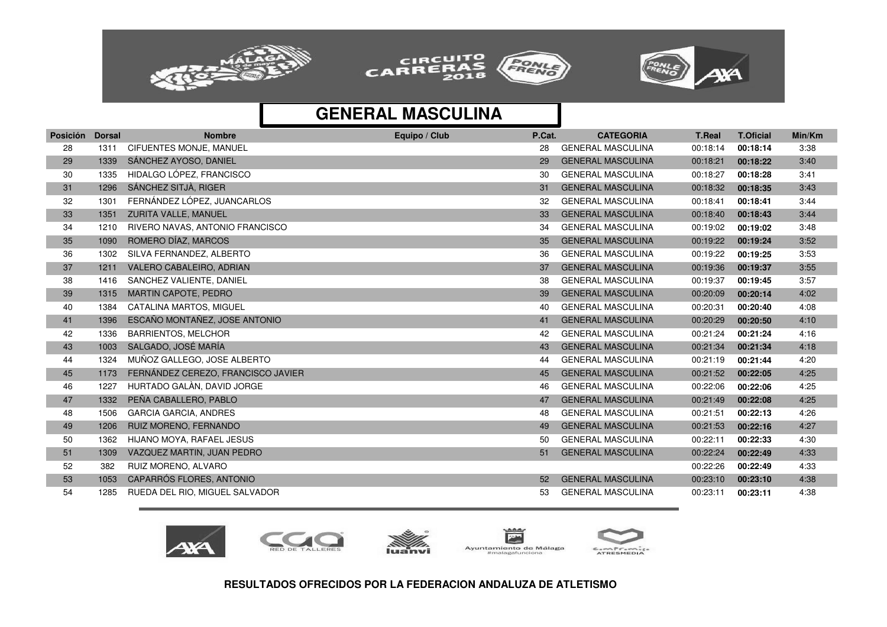## GENERAL MASCULINA

| Posición | Dorsal | Nombre | Equipo / Club | P.Cat. | CATEGORIA | T.Real | T.Oficial | Min/Km |
|---|---|---|---|---|---|---|---|---|
| 28 | 1311 | CIFUENTES MONJE, MANUEL | | 28 | GENERAL MASCULINA | 00:18:14 | **00:18:14** | 3:38 |
| 29 | 1339 | SÁNCHEZ AYOSO, DANIEL | | 29 | GENERAL MASCULINA | 00:18:21 | **00:18:22** | 3:40 |
| 30 | 1335 | HIDALGO LÓPEZ, FRANCISCO | | 30 | GENERAL MASCULINA | 00:18:27 | **00:18:28** | 3:41 |
| 31 | 1296 | SÁNCHEZ SITJÀ, RIGER | | 31 | GENERAL MASCULINA | 00:18:32 | **00:18:35** | 3:43 |
| 32 | 1301 | FERNÁNDEZ LÓPEZ, JUANCARLOS | | 32 | GENERAL MASCULINA | 00:18:41 | **00:18:41** | 3:44 |
| 33 | 1351 | ZURITA VALLE, MANUEL | | 33 | GENERAL MASCULINA | 00:18:40 | **00:18:43** | 3:44 |
| 34 | 1210 | RIVERO NAVAS, ANTONIO FRANCISCO | | 34 | GENERAL MASCULINA | 00:19:02 | **00:19:02** | 3:48 |
| 35 | 1090 | ROMERO DÍAZ, MARCOS | | 35 | GENERAL MASCULINA | 00:19:22 | **00:19:24** | 3:52 |
| 36 | 1302 | SILVA FERNANDEZ, ALBERTO | | 36 | GENERAL MASCULINA | 00:19:22 | **00:19:25** | 3:53 |
| 37 | 1211 | VALERO CABALEIRO, ADRIAN | | 37 | GENERAL MASCULINA | 00:19:36 | **00:19:37** | 3:55 |
| 38 | 1416 | SANCHEZ VALIENTE, DANIEL | | 38 | GENERAL MASCULINA | 00:19:37 | **00:19:45** | 3:57 |
| 39 | 1315 | MARTIN CAPOTE, PEDRO | | 39 | GENERAL MASCULINA | 00:20:09 | **00:20:14** | 4:02 |
| 40 | 1384 | CATALINA MARTOS, MIGUEL | | 40 | GENERAL MASCULINA | 00:20:31 | **00:20:40** | 4:08 |
| 41 | 1396 | ESCAÑO MONTAÑEZ, JOSE ANTONIO | | 41 | GENERAL MASCULINA | 00:20:29 | **00:20:50** | 4:10 |
| 42 | 1336 | BARRIENTOS, MELCHOR | | 42 | GENERAL MASCULINA | 00:21:24 | **00:21:24** | 4:16 |
| 43 | 1003 | SALGADO, JOSÉ MARÍA | | 43 | GENERAL MASCULINA | 00:21:34 | **00:21:34** | 4:18 |
| 44 | 1324 | MUÑOZ GALLEGO, JOSE ALBERTO | | 44 | GENERAL MASCULINA | 00:21:19 | **00:21:44** | 4:20 |
| 45 | 1173 | FERNÁNDEZ CEREZO, FRANCISCO JAVIER | | 45 | GENERAL MASCULINA | 00:21:52 | **00:22:05** | 4:25 |
| 46 | 1227 | HURTADO GALÀN, DAVID JORGE | | 46 | GENERAL MASCULINA | 00:22:06 | **00:22:06** | 4:25 |
| 47 | 1332 | PEÑA CABALLERO, PABLO | | 47 | GENERAL MASCULINA | 00:21:49 | **00:22:08** | 4:25 |
| 48 | 1506 | GARCIA GARCIA, ANDRES | | 48 | GENERAL MASCULINA | 00:21:51 | **00:22:13** | 4:26 |
| 49 | 1206 | RUIZ MORENO, FERNANDO | | 49 | GENERAL MASCULINA | 00:21:53 | **00:22:16** | 4:27 |
| 50 | 1362 | HIJANO MOYA, RAFAEL JESUS | | 50 | GENERAL MASCULINA | 00:22:11 | **00:22:33** | 4:30 |
| 51 | 1309 | VAZQUEZ MARTIN, JUAN PEDRO | | 51 | GENERAL MASCULINA | 00:22:24 | **00:22:49** | 4:33 |
| 52 | 382 | RUIZ MORENO, ALVARO | | | | 00:22:26 | **00:22:49** | 4:33 |
| 53 | 1053 | CAPARRÓS FLORES, ANTONIO | | 52 | GENERAL MASCULINA | 00:23:10 | **00:23:10** | 4:38 |
| 54 | 1285 | RUEDA DEL RIO, MIGUEL SALVADOR | | 53 | GENERAL MASCULINA | 00:23:11 | **00:23:11** | 4:38 |

**RESULTADOS OFRECIDOS POR LA FEDERACION ANDALUZA DE ATLETISMO**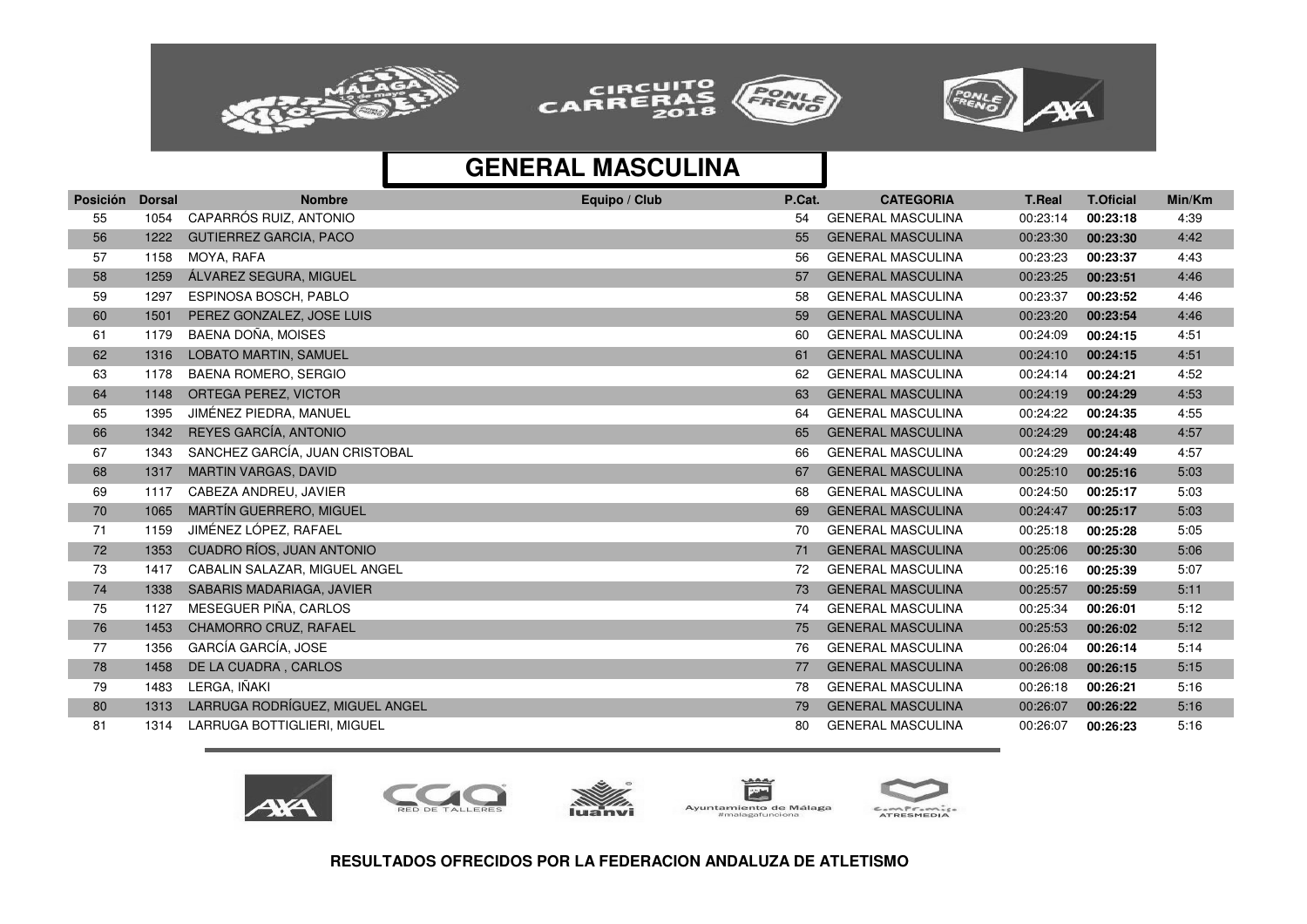## GENERAL MASCULINA

| Posición | Dorsal | Nombre | Equipo / Club | P.Cat. | CATEGORIA | T.Real | T.Oficial | Min/Km |
|---|---|---|---|---|---|---|---|---|
| 55 | 1054 | CAPARRÓS RUIZ, ANTONIO | | 54 | GENERAL MASCULINA | 00:23:14 | **00:23:18** | 4:39 |
| 56 | 1222 | GUTIERREZ GARCIA, PACO | | 55 | GENERAL MASCULINA | 00:23:30 | **00:23:30** | 4:42 |
| 57 | 1158 | MOYA, RAFA | | 56 | GENERAL MASCULINA | 00:23:23 | **00:23:37** | 4:43 |
| 58 | 1259 | ÁLVAREZ SEGURA, MIGUEL | | 57 | GENERAL MASCULINA | 00:23:25 | **00:23:51** | 4:46 |
| 59 | 1297 | ESPINOSA BOSCH, PABLO | | 58 | GENERAL MASCULINA | 00:23:37 | **00:23:52** | 4:46 |
| 60 | 1501 | PEREZ GONZALEZ, JOSE LUIS | | 59 | GENERAL MASCULINA | 00:23:20 | **00:23:54** | 4:46 |
| 61 | 1179 | BAENA DOÑA, MOISES | | 60 | GENERAL MASCULINA | 00:24:09 | **00:24:15** | 4:51 |
| 62 | 1316 | LOBATO MARTIN, SAMUEL | | 61 | GENERAL MASCULINA | 00:24:10 | **00:24:15** | 4:51 |
| 63 | 1178 | BAENA ROMERO, SERGIO | | 62 | GENERAL MASCULINA | 00:24:14 | **00:24:21** | 4:52 |
| 64 | 1148 | ORTEGA PEREZ, VICTOR | | 63 | GENERAL MASCULINA | 00:24:19 | **00:24:29** | 4:53 |
| 65 | 1395 | JIMÉNEZ PIEDRA, MANUEL | | 64 | GENERAL MASCULINA | 00:24:22 | **00:24:35** | 4:55 |
| 66 | 1342 | REYES GARCÍA, ANTONIO | | 65 | GENERAL MASCULINA | 00:24:29 | **00:24:48** | 4:57 |
| 67 | 1343 | SANCHEZ GARCÍA, JUAN CRISTOBAL | | 66 | GENERAL MASCULINA | 00:24:29 | **00:24:49** | 4:57 |
| 68 | 1317 | MARTIN VARGAS, DAVID | | 67 | GENERAL MASCULINA | 00:25:10 | **00:25:16** | 5:03 |
| 69 | 1117 | CABEZA ANDREU, JAVIER | | 68 | GENERAL MASCULINA | 00:24:50 | **00:25:17** | 5:03 |
| 70 | 1065 | MARTÍN GUERRERO, MIGUEL | | 69 | GENERAL MASCULINA | 00:24:47 | **00:25:17** | 5:03 |
| 71 | 1159 | JIMÉNEZ LÓPEZ, RAFAEL | | 70 | GENERAL MASCULINA | 00:25:18 | **00:25:28** | 5:05 |
| 72 | 1353 | CUADRO RÍOS, JUAN ANTONIO | | 71 | GENERAL MASCULINA | 00:25:06 | **00:25:30** | 5:06 |
| 73 | 1417 | CABALIN SALAZAR, MIGUEL ANGEL | | 72 | GENERAL MASCULINA | 00:25:16 | **00:25:39** | 5:07 |
| 74 | 1338 | SABARIS MADARIAGA, JAVIER | | 73 | GENERAL MASCULINA | 00:25:57 | **00:25:59** | 5:11 |
| 75 | 1127 | MESEGUER PIÑA, CARLOS | | 74 | GENERAL MASCULINA | 00:25:34 | **00:26:01** | 5:12 |
| 76 | 1453 | CHAMORRO CRUZ, RAFAEL | | 75 | GENERAL MASCULINA | 00:25:53 | **00:26:02** | 5:12 |
| 77 | 1356 | GARCÍA GARCÍA, JOSE | | 76 | GENERAL MASCULINA | 00:26:04 | **00:26:14** | 5:14 |
| 78 | 1458 | DE LA CUADRA , CARLOS | | 77 | GENERAL MASCULINA | 00:26:08 | **00:26:15** | 5:15 |
| 79 | 1483 | LERGA, IÑAKI | | 78 | GENERAL MASCULINA | 00:26:18 | **00:26:21** | 5:16 |
| 80 | 1313 | LARRUGA RODRÍGUEZ, MIGUEL ANGEL | | 79 | GENERAL MASCULINA | 00:26:07 | **00:26:22** | 5:16 |
| 81 | 1314 | LARRUGA BOTTIGLIERI, MIGUEL | | 80 | GENERAL MASCULINA | 00:26:07 | **00:26:23** | 5:16 |

**RESULTADOS OFRECIDOS POR LA FEDERACION ANDALUZA DE ATLETISMO**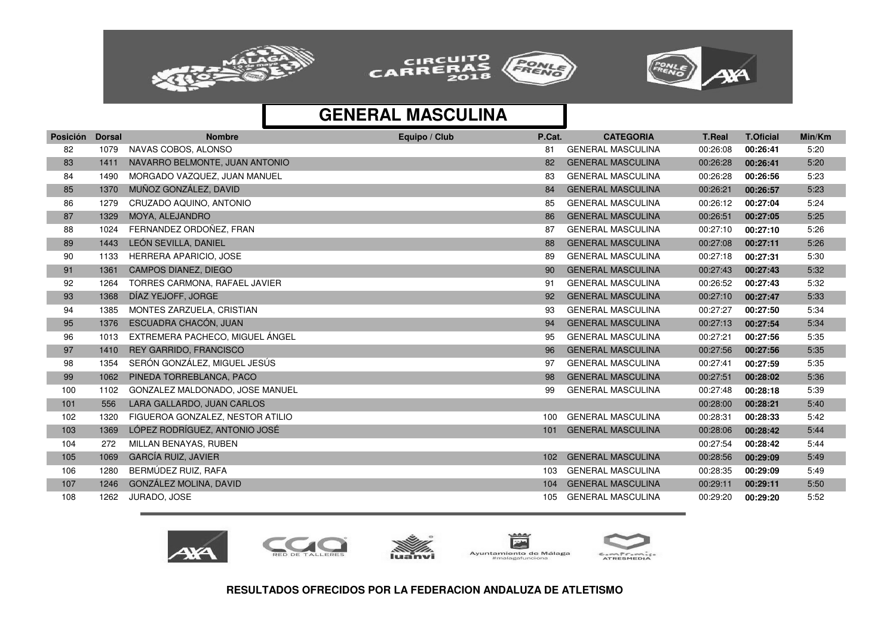## GENERAL MASCULINA

| Posición | Dorsal | Nombre | Equipo / Club | P.Cat. | CATEGORIA | T.Real | T.Oficial | Min/Km |
|---|---|---|---|---|---|---|---|---|
| 82 | 1079 | NAVAS COBOS, ALONSO | | 81 | GENERAL MASCULINA | 00:26:08 | **00:26:41** | 5:20 |
| 83 | 1411 | NAVARRO BELMONTE, JUAN ANTONIO | | 82 | GENERAL MASCULINA | 00:26:28 | **00:26:41** | 5:20 |
| 84 | 1490 | MORGADO VAZQUEZ, JUAN MANUEL | | 83 | GENERAL MASCULINA | 00:26:28 | **00:26:56** | 5:23 |
| 85 | 1370 | MUÑOZ GONZÁLEZ, DAVID | | 84 | GENERAL MASCULINA | 00:26:21 | **00:26:57** | 5:23 |
| 86 | 1279 | CRUZADO AQUINO, ANTONIO | | 85 | GENERAL MASCULINA | 00:26:12 | **00:27:04** | 5:24 |
| 87 | 1329 | MOYA, ALEJANDRO | | 86 | GENERAL MASCULINA | 00:26:51 | **00:27:05** | 5:25 |
| 88 | 1024 | FERNANDEZ ORDOÑEZ, FRAN | | 87 | GENERAL MASCULINA | 00:27:10 | **00:27:10** | 5:26 |
| 89 | 1443 | LEÓN SEVILLA, DANIEL | | 88 | GENERAL MASCULINA | 00:27:08 | **00:27:11** | 5:26 |
| 90 | 1133 | HERRERA APARICIO, JOSE | | 89 | GENERAL MASCULINA | 00:27:18 | **00:27:31** | 5:30 |
| 91 | 1361 | CAMPOS DIANEZ, DIEGO | | 90 | GENERAL MASCULINA | 00:27:43 | **00:27:43** | 5:32 |
| 92 | 1264 | TORRES CARMONA, RAFAEL JAVIER | | 91 | GENERAL MASCULINA | 00:26:52 | **00:27:43** | 5:32 |
| 93 | 1368 | DÍAZ YEJOFF, JORGE | | 92 | GENERAL MASCULINA | 00:27:10 | **00:27:47** | 5:33 |
| 94 | 1385 | MONTES ZARZUELA, CRISTIAN | | 93 | GENERAL MASCULINA | 00:27:27 | **00:27:50** | 5:34 |
| 95 | 1376 | ESCUADRA CHACÓN, JUAN | | 94 | GENERAL MASCULINA | 00:27:13 | **00:27:54** | 5:34 |
| 96 | 1013 | EXTREMERA PACHECO, MIGUEL ÁNGEL | | 95 | GENERAL MASCULINA | 00:27:21 | **00:27:56** | 5:35 |
| 97 | 1410 | REY GARRIDO, FRANCISCO | | 96 | GENERAL MASCULINA | 00:27:56 | **00:27:56** | 5:35 |
| 98 | 1354 | SERÓN GONZÁLEZ, MIGUEL JESÚS | | 97 | GENERAL MASCULINA | 00:27:41 | **00:27:59** | 5:35 |
| 99 | 1062 | PINEDA TORREBLANCA, PACO | | 98 | GENERAL MASCULINA | 00:27:51 | **00:28:02** | 5:36 |
| 100 | 1102 | GONZALEZ MALDONADO, JOSE MANUEL | | 99 | GENERAL MASCULINA | 00:27:48 | **00:28:18** | 5:39 |
| 101 | 556 | LARA GALLARDO, JUAN CARLOS | | | | 00:28:00 | **00:28:21** | 5:40 |
| 102 | 1320 | FIGUEROA GONZALEZ, NESTOR ATILIO | | 100 | GENERAL MASCULINA | 00:28:31 | **00:28:33** | 5:42 |
| 103 | 1369 | LÓPEZ RODRÍGUEZ, ANTONIO JOSÉ | | 101 | GENERAL MASCULINA | 00:28:06 | **00:28:42** | 5:44 |
| 104 | 272 | MILLAN BENAYAS, RUBEN | | | | 00:27:54 | **00:28:42** | 5:44 |
| 105 | 1069 | GARCÍA RUIZ, JAVIER | | 102 | GENERAL MASCULINA | 00:28:56 | **00:29:09** | 5:49 |
| 106 | 1280 | BERMÚDEZ RUIZ, RAFA | | 103 | GENERAL MASCULINA | 00:28:35 | **00:29:09** | 5:49 |
| 107 | 1246 | GONZÁLEZ MOLINA, DAVID | | 104 | GENERAL MASCULINA | 00:29:11 | **00:29:11** | 5:50 |
| 108 | 1262 | JURADO, JOSE | | 105 | GENERAL MASCULINA | 00:29:20 | **00:29:20** | 5:52 |

**RESULTADOS OFRECIDOS POR LA FEDERACION ANDALUZA DE ATLETISMO**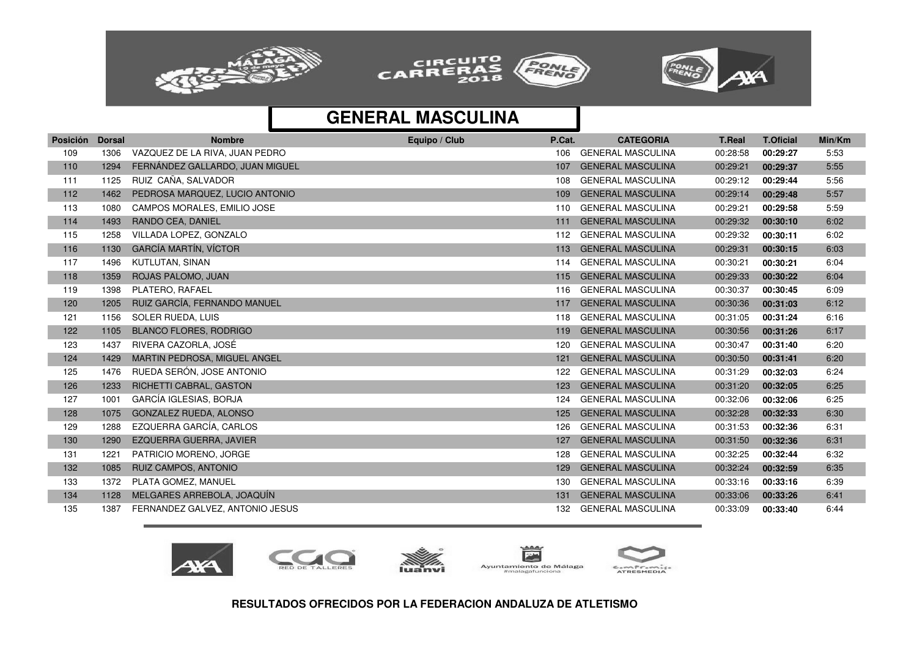## GENERAL MASCULINA

| Posición | Dorsal | Nombre | Equipo / Club | P.Cat. | CATEGORIA | T.Real | T.Oficial | Min/Km |
|---|---|---|---|---|---|---|---|---|
| 109 | 1306 | VAZQUEZ DE LA RIVA, JUAN PEDRO | | 106 | GENERAL MASCULINA | 00:28:58 | **00:29:27** | 5:53 |
| 110 | 1294 | FERNÁNDEZ GALLARDO, JUAN MIGUEL | | 107 | GENERAL MASCULINA | 00:29:21 | **00:29:37** | 5:55 |
| 111 | 1125 | RUIZ CAÑA, SALVADOR | | 108 | GENERAL MASCULINA | 00:29:12 | **00:29:44** | 5:56 |
| 112 | 1462 | PEDROSA MARQUEZ, LUCIO ANTONIO | | 109 | GENERAL MASCULINA | 00:29:14 | **00:29:48** | 5:57 |
| 113 | 1080 | CAMPOS MORALES, EMILIO JOSE | | 110 | GENERAL MASCULINA | 00:29:21 | **00:29:58** | 5:59 |
| 114 | 1493 | RANDO CEA, DANIEL | | 111 | GENERAL MASCULINA | 00:29:32 | **00:30:10** | 6:02 |
| 115 | 1258 | VILLADA LOPEZ, GONZALO | | 112 | GENERAL MASCULINA | 00:29:32 | **00:30:11** | 6:02 |
| 116 | 1130 | GARCÍA MARTÍN, VÍCTOR | | 113 | GENERAL MASCULINA | 00:29:31 | **00:30:15** | 6:03 |
| 117 | 1496 | KUTLUTAN, SINAN | | 114 | GENERAL MASCULINA | 00:30:21 | **00:30:21** | 6:04 |
| 118 | 1359 | ROJAS PALOMO, JUAN | | 115 | GENERAL MASCULINA | 00:29:33 | **00:30:22** | 6:04 |
| 119 | 1398 | PLATERO, RAFAEL | | 116 | GENERAL MASCULINA | 00:30:37 | **00:30:45** | 6:09 |
| 120 | 1205 | RUIZ GARCÍA, FERNANDO MANUEL | | 117 | GENERAL MASCULINA | 00:30:36 | **00:31:03** | 6:12 |
| 121 | 1156 | SOLER RUEDA, LUIS | | 118 | GENERAL MASCULINA | 00:31:05 | **00:31:24** | 6:16 |
| 122 | 1105 | BLANCO FLORES, RODRIGO | | 119 | GENERAL MASCULINA | 00:30:56 | **00:31:26** | 6:17 |
| 123 | 1437 | RIVERA CAZORLA, JOSÉ | | 120 | GENERAL MASCULINA | 00:30:47 | **00:31:40** | 6:20 |
| 124 | 1429 | MARTIN PEDROSA, MIGUEL ANGEL | | 121 | GENERAL MASCULINA | 00:30:50 | **00:31:41** | 6:20 |
| 125 | 1476 | RUEDA SERÓN, JOSE ANTONIO | | 122 | GENERAL MASCULINA | 00:31:29 | **00:32:03** | 6:24 |
| 126 | 1233 | RICHETTI CABRAL, GASTON | | 123 | GENERAL MASCULINA | 00:31:20 | **00:32:05** | 6:25 |
| 127 | 1001 | GARCÍA IGLESIAS, BORJA | | 124 | GENERAL MASCULINA | 00:32:06 | **00:32:06** | 6:25 |
| 128 | 1075 | GONZALEZ RUEDA, ALONSO | | 125 | GENERAL MASCULINA | 00:32:28 | **00:32:33** | 6:30 |
| 129 | 1288 | EZQUERRA GARCÍA, CARLOS | | 126 | GENERAL MASCULINA | 00:31:53 | **00:32:36** | 6:31 |
| 130 | 1290 | EZQUERRA GUERRA, JAVIER | | 127 | GENERAL MASCULINA | 00:31:50 | **00:32:36** | 6:31 |
| 131 | 1221 | PATRICIO MORENO, JORGE | | 128 | GENERAL MASCULINA | 00:32:25 | **00:32:44** | 6:32 |
| 132 | 1085 | RUIZ CAMPOS, ANTONIO | | 129 | GENERAL MASCULINA | 00:32:24 | **00:32:59** | 6:35 |
| 133 | 1372 | PLATA GOMEZ, MANUEL | | 130 | GENERAL MASCULINA | 00:33:16 | **00:33:16** | 6:39 |
| 134 | 1128 | MELGARES ARREBOLA, JOAQUÍN | | 131 | GENERAL MASCULINA | 00:33:06 | **00:33:26** | 6:41 |
| 135 | 1387 | FERNANDEZ GALVEZ, ANTONIO JESUS | | 132 | GENERAL MASCULINA | 00:33:09 | **00:33:40** | 6:44 |

**RESULTADOS OFRECIDOS POR LA FEDERACION ANDALUZA DE ATLETISMO**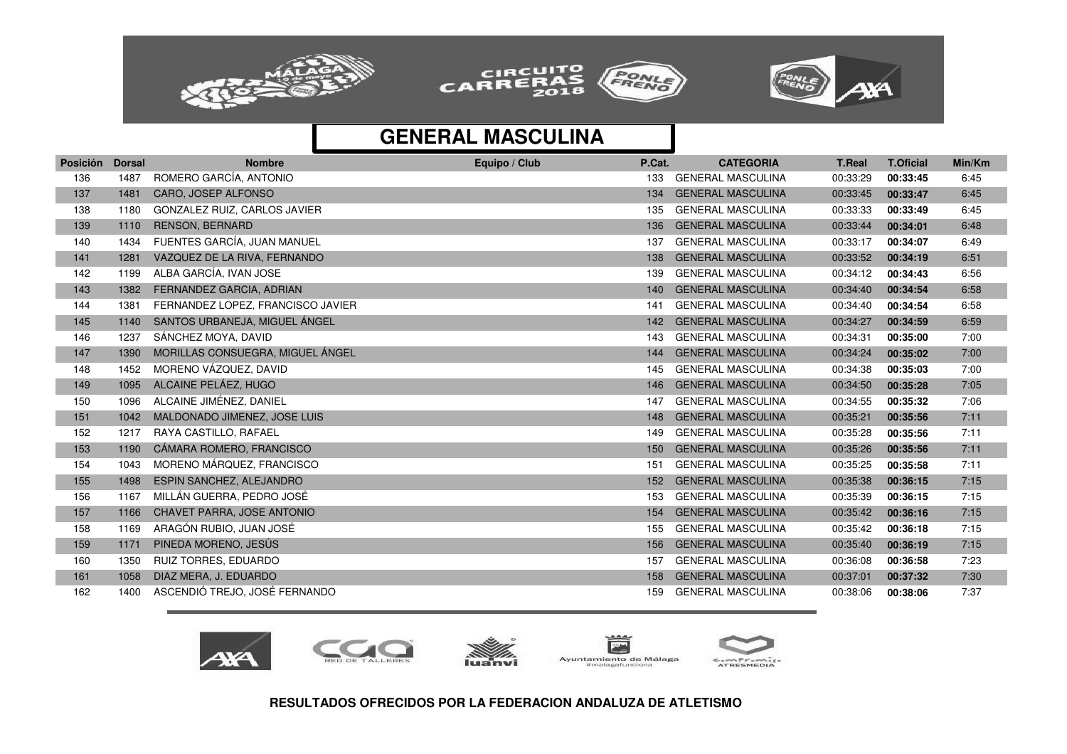## GENERAL MASCULINA

| Posición | Dorsal | Nombre | Equipo / Club | P.Cat. | CATEGORIA | T.Real | T.Oficial | Min/Km |
|---|---|---|---|---|---|---|---|---|
| 136 | 1487 | ROMERO GARCÍA, ANTONIO | | 133 | GENERAL MASCULINA | 00:33:29 | **00:33:45** | 6:45 |
| 137 | 1481 | CARO, JOSEP ALFONSO | | 134 | GENERAL MASCULINA | 00:33:45 | **00:33:47** | 6:45 |
| 138 | 1180 | GONZALEZ RUIZ, CARLOS JAVIER | | 135 | GENERAL MASCULINA | 00:33:33 | **00:33:49** | 6:45 |
| 139 | 1110 | RENSON, BERNARD | | 136 | GENERAL MASCULINA | 00:33:44 | **00:34:01** | 6:48 |
| 140 | 1434 | FUENTES GARCÍA, JUAN MANUEL | | 137 | GENERAL MASCULINA | 00:33:17 | **00:34:07** | 6:49 |
| 141 | 1281 | VAZQUEZ DE LA RIVA, FERNANDO | | 138 | GENERAL MASCULINA | 00:33:52 | **00:34:19** | 6:51 |
| 142 | 1199 | ALBA GARCÍA, IVAN JOSE | | 139 | GENERAL MASCULINA | 00:34:12 | **00:34:43** | 6:56 |
| 143 | 1382 | FERNANDEZ GARCIA, ADRIAN | | 140 | GENERAL MASCULINA | 00:34:40 | **00:34:54** | 6:58 |
| 144 | 1381 | FERNANDEZ LOPEZ, FRANCISCO JAVIER | | 141 | GENERAL MASCULINA | 00:34:40 | **00:34:54** | 6:58 |
| 145 | 1140 | SANTOS URBANEJA, MIGUEL ÁNGEL | | 142 | GENERAL MASCULINA | 00:34:27 | **00:34:59** | 6:59 |
| 146 | 1237 | SÁNCHEZ MOYA, DAVID | | 143 | GENERAL MASCULINA | 00:34:31 | **00:35:00** | 7:00 |
| 147 | 1390 | MORILLAS CONSUEGRA, MIGUEL ÁNGEL | | 144 | GENERAL MASCULINA | 00:34:24 | **00:35:02** | 7:00 |
| 148 | 1452 | MORENO VÁZQUEZ, DAVID | | 145 | GENERAL MASCULINA | 00:34:38 | **00:35:03** | 7:00 |
| 149 | 1095 | ALCAINE PELÁEZ, HUGO | | 146 | GENERAL MASCULINA | 00:34:50 | **00:35:28** | 7:05 |
| 150 | 1096 | ALCAINE JIMÉNEZ, DANIEL | | 147 | GENERAL MASCULINA | 00:34:55 | **00:35:32** | 7:06 |
| 151 | 1042 | MALDONADO JIMENEZ, JOSE LUIS | | 148 | GENERAL MASCULINA | 00:35:21 | **00:35:56** | 7:11 |
| 152 | 1217 | RAYA CASTILLO, RAFAEL | | 149 | GENERAL MASCULINA | 00:35:28 | **00:35:56** | 7:11 |
| 153 | 1190 | CÁMARA ROMERO, FRANCISCO | | 150 | GENERAL MASCULINA | 00:35:26 | **00:35:56** | 7:11 |
| 154 | 1043 | MORENO MÁRQUEZ, FRANCISCO | | 151 | GENERAL MASCULINA | 00:35:25 | **00:35:58** | 7:11 |
| 155 | 1498 | ESPIN SANCHEZ, ALEJANDRO | | 152 | GENERAL MASCULINA | 00:35:38 | **00:36:15** | 7:15 |
| 156 | 1167 | MILLÁN GUERRA, PEDRO JOSÉ | | 153 | GENERAL MASCULINA | 00:35:39 | **00:36:15** | 7:15 |
| 157 | 1166 | CHAVET PARRA, JOSE ANTONIO | | 154 | GENERAL MASCULINA | 00:35:42 | **00:36:16** | 7:15 |
| 158 | 1169 | ARAGÓN RUBIO, JUAN JOSÉ | | 155 | GENERAL MASCULINA | 00:35:42 | **00:36:18** | 7:15 |
| 159 | 1171 | PINEDA MORENO, JESÚS | | 156 | GENERAL MASCULINA | 00:35:40 | **00:36:19** | 7:15 |
| 160 | 1350 | RUIZ TORRES, EDUARDO | | 157 | GENERAL MASCULINA | 00:36:08 | **00:36:58** | 7:23 |
| 161 | 1058 | DIAZ MERA, J. EDUARDO | | 158 | GENERAL MASCULINA | 00:37:01 | **00:37:32** | 7:30 |
| 162 | 1400 | ASCENDIÓ TREJO, JOSÉ FERNANDO | | 159 | GENERAL MASCULINA | 00:38:06 | **00:38:06** | 7:37 |

**RESULTADOS OFRECIDOS POR LA FEDERACION ANDALUZA DE ATLETISMO**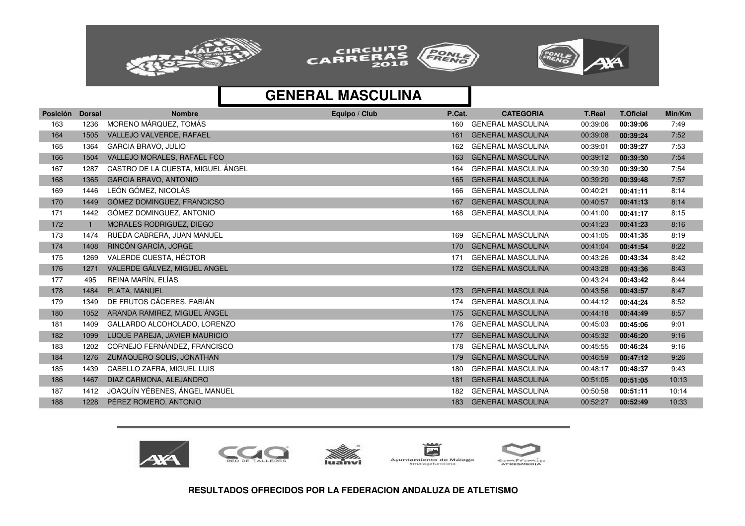# GENERAL MASCULINA

| Posición | Dorsal | Nombre | Equipo / Club | P.Cat. | CATEGORIA | T.Real | T.Oficial | Min/Km |
|---|---|---|---|---|---|---|---|---|
| 163 | 1236 | MORENO MÁRQUEZ, TOMÁS | | 160 | GENERAL MASCULINA | 00:39:06 | **00:39:06** | 7:49 |
| 164 | 1505 | VALLEJO VALVERDE, RAFAEL | | 161 | GENERAL MASCULINA | 00:39:08 | **00:39:24** | 7:52 |
| 165 | 1364 | GARCIA BRAVO, JULIO | | 162 | GENERAL MASCULINA | 00:39:01 | **00:39:27** | 7:53 |
| 166 | 1504 | VALLEJO MORALES, RAFAEL FCO | | 163 | GENERAL MASCULINA | 00:39:12 | **00:39:30** | 7:54 |
| 167 | 1287 | CASTRO DE LA CUESTA, MIGUEL ÁNGEL | | 164 | GENERAL MASCULINA | 00:39:30 | **00:39:30** | 7:54 |
| 168 | 1365 | GARCIA BRAVO, ANTONIO | | 165 | GENERAL MASCULINA | 00:39:20 | **00:39:48** | 7:57 |
| 169 | 1446 | LEÓN GÓMEZ, NICOLÁS | | 166 | GENERAL MASCULINA | 00:40:21 | **00:41:11** | 8:14 |
| 170 | 1449 | GÓMEZ DOMINGUEZ, FRANCICSO | | 167 | GENERAL MASCULINA | 00:40:57 | **00:41:13** | 8:14 |
| 171 | 1442 | GÓMEZ DOMINGUEZ, ANTONIO | | 168 | GENERAL MASCULINA | 00:41:00 | **00:41:17** | 8:15 |
| 172 | 1 | MORALES RODRIGUEZ, DIEGO | | | | 00:41:23 | **00:41:23** | 8:16 |
| 173 | 1474 | RUEDA CABRERA, JUAN MANUEL | | 169 | GENERAL MASCULINA | 00:41:05 | **00:41:35** | 8:19 |
| 174 | 1408 | RINCÓN GARCÍA, JORGE | | 170 | GENERAL MASCULINA | 00:41:04 | **00:41:54** | 8:22 |
| 175 | 1269 | VALERDE CUESTA, HÉCTOR | | 171 | GENERAL MASCULINA | 00:43:26 | **00:43:34** | 8:42 |
| 176 | 1271 | VALERDE GÁLVEZ, MIGUEL ANGEL | | 172 | GENERAL MASCULINA | 00:43:28 | **00:43:36** | 8:43 |
| 177 | 495 | REINA MARÍN, ELÍAS | | | | 00:43:24 | **00:43:42** | 8:44 |
| 178 | 1484 | PLATA, MANUEL | | 173 | GENERAL MASCULINA | 00:43:56 | **00:43:57** | 8:47 |
| 179 | 1349 | DE FRUTOS CÁCERES, FABIÁN | | 174 | GENERAL MASCULINA | 00:44:12 | **00:44:24** | 8:52 |
| 180 | 1052 | ARANDA RAMIREZ, MIGUEL ÁNGEL | | 175 | GENERAL MASCULINA | 00:44:18 | **00:44:49** | 8:57 |
| 181 | 1409 | GALLARDO ALCOHOLADO, LORENZO | | 176 | GENERAL MASCULINA | 00:45:03 | **00:45:06** | 9:01 |
| 182 | 1099 | LUQUE PAREJA, JAVIER MAURICIO | | 177 | GENERAL MASCULINA | 00:45:32 | **00:46:20** | 9:16 |
| 183 | 1202 | CORNEJO FERNÁNDEZ, FRANCISCO | | 178 | GENERAL MASCULINA | 00:45:55 | **00:46:24** | 9:16 |
| 184 | 1276 | ZUMAQUERO SOLIS, JONATHAN | | 179 | GENERAL MASCULINA | 00:46:59 | **00:47:12** | 9:26 |
| 185 | 1439 | CABELLO ZAFRA, MIGUEL LUIS | | 180 | GENERAL MASCULINA | 00:48:17 | **00:48:37** | 9:43 |
| 186 | 1467 | DIAZ CARMONA, ALEJANDRO | | 181 | GENERAL MASCULINA | 00:51:05 | **00:51:05** | 10:13 |
| 187 | 1412 | JOAQUÍN YÉBENES, ÁNGEL MANUEL | | 182 | GENERAL MASCULINA | 00:50:58 | **00:51:11** | 10:14 |
| 188 | 1228 | PÉREZ ROMERO, ANTONIO | | 183 | GENERAL MASCULINA | 00:52:27 | **00:52:49** | 10:33 |

**RESULTADOS OFRECIDOS POR LA FEDERACION ANDALUZA DE ATLETISMO**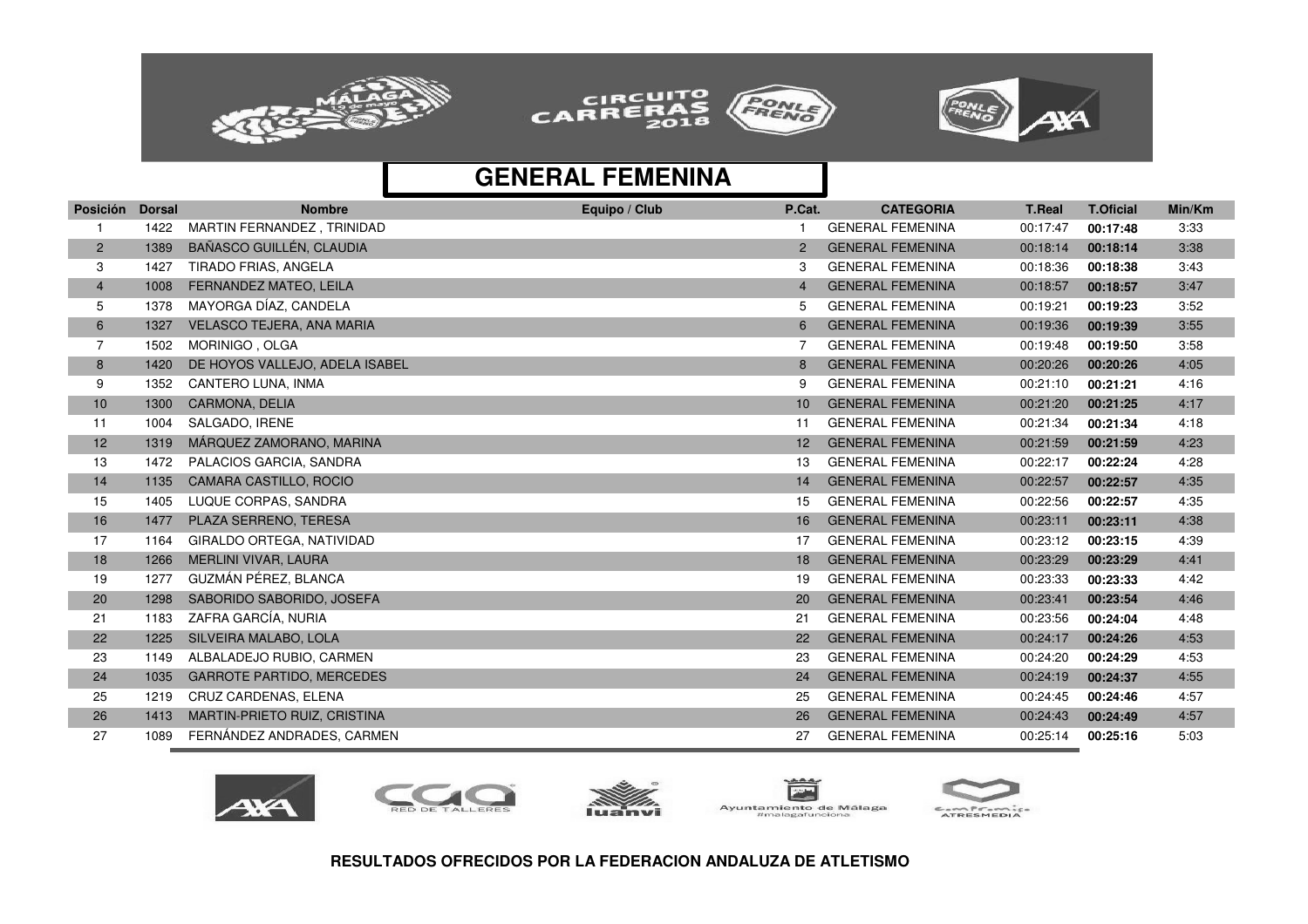# GENERAL FEMENINA

| Posición | Dorsal | Nombre | Equipo / Club | P.Cat. | CATEGORIA | T.Real | T.Oficial | Min/Km |
|---|---|---|---|---|---|---|---|---|
| 1 | 1422 | MARTIN FERNANDEZ , TRINIDAD | | 1 | GENERAL FEMENINA | 00:17:47 | **00:17:48** | 3:33 |
| 2 | 1389 | BAÑASCO GUILLÉN, CLAUDIA | | 2 | GENERAL FEMENINA | 00:18:14 | **00:18:14** | 3:38 |
| 3 | 1427 | TIRADO FRIAS, ANGELA | | 3 | GENERAL FEMENINA | 00:18:36 | **00:18:38** | 3:43 |
| 4 | 1008 | FERNANDEZ MATEO, LEILA | | 4 | GENERAL FEMENINA | 00:18:57 | **00:18:57** | 3:47 |
| 5 | 1378 | MAYORGA DÍAZ, CANDELA | | 5 | GENERAL FEMENINA | 00:19:21 | **00:19:23** | 3:52 |
| 6 | 1327 | VELASCO TEJERA, ANA MARIA | | 6 | GENERAL FEMENINA | 00:19:36 | **00:19:39** | 3:55 |
| 7 | 1502 | MORINIGO , OLGA | | 7 | GENERAL FEMENINA | 00:19:48 | **00:19:50** | 3:58 |
| 8 | 1420 | DE HOYOS VALLEJO, ADELA ISABEL | | 8 | GENERAL FEMENINA | 00:20:26 | **00:20:26** | 4:05 |
| 9 | 1352 | CANTERO LUNA, INMA | | 9 | GENERAL FEMENINA | 00:21:10 | **00:21:21** | 4:16 |
| 10 | 1300 | CARMONA, DELIA | | 10 | GENERAL FEMENINA | 00:21:20 | **00:21:25** | 4:17 |
| 11 | 1004 | SALGADO, IRENE | | 11 | GENERAL FEMENINA | 00:21:34 | **00:21:34** | 4:18 |
| 12 | 1319 | MÁRQUEZ ZAMORANO, MARINA | | 12 | GENERAL FEMENINA | 00:21:59 | **00:21:59** | 4:23 |
| 13 | 1472 | PALACIOS GARCIA, SANDRA | | 13 | GENERAL FEMENINA | 00:22:17 | **00:22:24** | 4:28 |
| 14 | 1135 | CAMARA CASTILLO, ROCIO | | 14 | GENERAL FEMENINA | 00:22:57 | **00:22:57** | 4:35 |
| 15 | 1405 | LUQUE CORPAS, SANDRA | | 15 | GENERAL FEMENINA | 00:22:56 | **00:22:57** | 4:35 |
| 16 | 1477 | PLAZA SERRENO, TERESA | | 16 | GENERAL FEMENINA | 00:23:11 | **00:23:11** | 4:38 |
| 17 | 1164 | GIRALDO ORTEGA, NATIVIDAD | | 17 | GENERAL FEMENINA | 00:23:12 | **00:23:15** | 4:39 |
| 18 | 1266 | MERLINI VIVAR, LAURA | | 18 | GENERAL FEMENINA | 00:23:29 | **00:23:29** | 4:41 |
| 19 | 1277 | GUZMÁN PÉREZ, BLANCA | | 19 | GENERAL FEMENINA | 00:23:33 | **00:23:33** | 4:42 |
| 20 | 1298 | SABORIDO SABORIDO, JOSEFA | | 20 | GENERAL FEMENINA | 00:23:41 | **00:23:54** | 4:46 |
| 21 | 1183 | ZAFRA GARCÍA, NURIA | | 21 | GENERAL FEMENINA | 00:23:56 | **00:24:04** | 4:48 |
| 22 | 1225 | SILVEIRA MALABO, LOLA | | 22 | GENERAL FEMENINA | 00:24:17 | **00:24:26** | 4:53 |
| 23 | 1149 | ALBALADEJO RUBIO, CARMEN | | 23 | GENERAL FEMENINA | 00:24:20 | **00:24:29** | 4:53 |
| 24 | 1035 | GARROTE PARTIDO, MERCEDES | | 24 | GENERAL FEMENINA | 00:24:19 | **00:24:37** | 4:55 |
| 25 | 1219 | CRUZ CARDENAS, ELENA | | 25 | GENERAL FEMENINA | 00:24:45 | **00:24:46** | 4:57 |
| 26 | 1413 | MARTIN-PRIETO RUIZ, CRISTINA | | 26 | GENERAL FEMENINA | 00:24:43 | **00:24:49** | 4:57 |
| 27 | 1089 | FERNÁNDEZ ANDRADES, CARMEN | | 27 | GENERAL FEMENINA | 00:25:14 | **00:25:16** | 5:03 |

**RESULTADOS OFRECIDOS POR LA FEDERACION ANDALUZA DE ATLETISMO**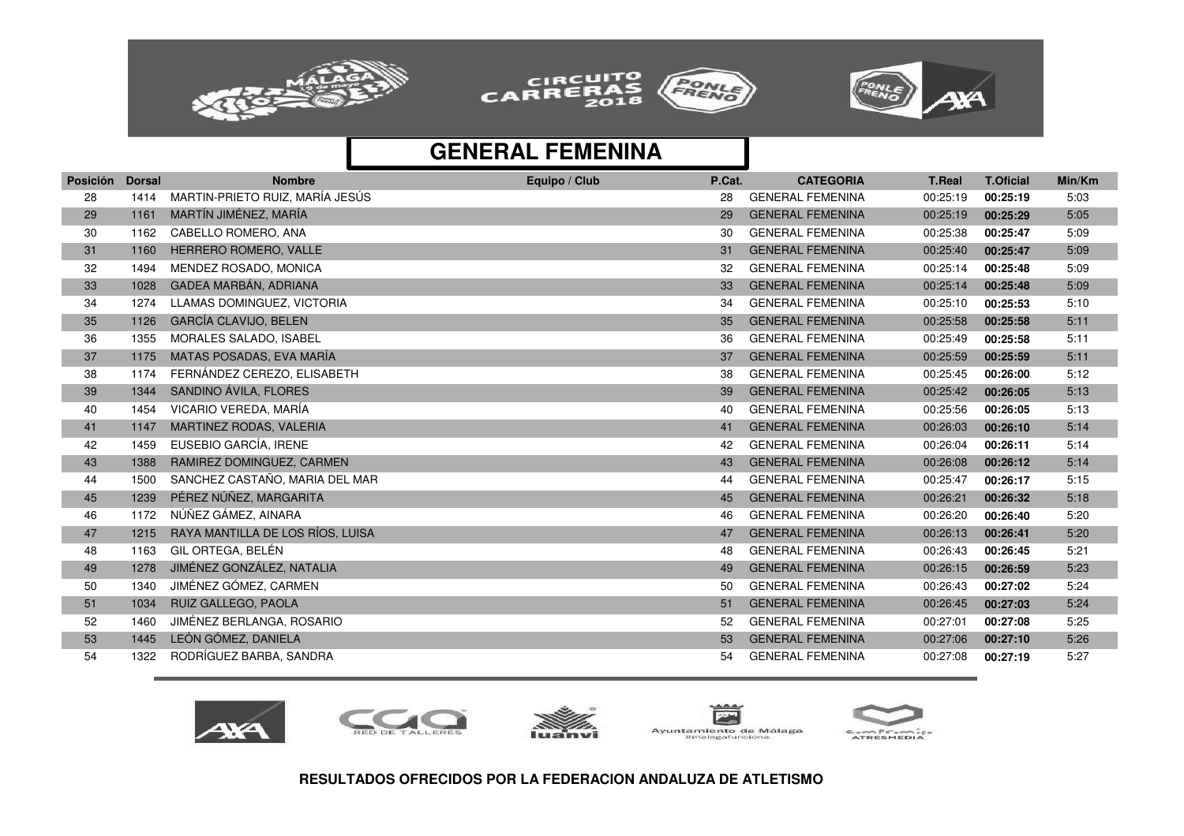## GENERAL FEMENINA

| Posición | Dorsal | Nombre | Equipo / Club | P.Cat. | CATEGORIA | T.Real | T.Oficial | Min/Km |
|---|---|---|---|---|---|---|---|---|
| 28 | 1414 | MARTIN-PRIETO RUIZ, MARÍA JESÚS | | 28 | GENERAL FEMENINA | 00:25:19 | **00:25:19** | 5:03 |
| 29 | 1161 | MARTÍN JIMÉNEZ, MARÍA | | 29 | GENERAL FEMENINA | 00:25:19 | **00:25:29** | 5:05 |
| 30 | 1162 | CABELLO ROMERO, ANA | | 30 | GENERAL FEMENINA | 00:25:38 | **00:25:47** | 5:09 |
| 31 | 1160 | HERRERO ROMERO, VALLE | | 31 | GENERAL FEMENINA | 00:25:40 | **00:25:47** | 5:09 |
| 32 | 1494 | MENDEZ ROSADO, MONICA | | 32 | GENERAL FEMENINA | 00:25:14 | **00:25:48** | 5:09 |
| 33 | 1028 | GADEA MARBÁN, ADRIANA | | 33 | GENERAL FEMENINA | 00:25:14 | **00:25:48** | 5:09 |
| 34 | 1274 | LLAMAS DOMINGUEZ, VICTORIA | | 34 | GENERAL FEMENINA | 00:25:10 | **00:25:53** | 5:10 |
| 35 | 1126 | GARCÍA CLAVIJO, BELEN | | 35 | GENERAL FEMENINA | 00:25:58 | **00:25:58** | 5:11 |
| 36 | 1355 | MORALES SALADO, ISABEL | | 36 | GENERAL FEMENINA | 00:25:49 | **00:25:58** | 5:11 |
| 37 | 1175 | MATAS POSADAS, EVA MARÍA | | 37 | GENERAL FEMENINA | 00:25:59 | **00:25:59** | 5:11 |
| 38 | 1174 | FERNÁNDEZ CEREZO, ELISABETH | | 38 | GENERAL FEMENINA | 00:25:45 | **00:26:00** | 5:12 |
| 39 | 1344 | SANDINO ÁVILA, FLORES | | 39 | GENERAL FEMENINA | 00:25:42 | **00:26:05** | 5:13 |
| 40 | 1454 | VICARIO VEREDA, MARÍA | | 40 | GENERAL FEMENINA | 00:25:56 | **00:26:05** | 5:13 |
| 41 | 1147 | MARTINEZ RODAS, VALERIA | | 41 | GENERAL FEMENINA | 00:26:03 | **00:26:10** | 5:14 |
| 42 | 1459 | EUSEBIO GARCÍA, IRENE | | 42 | GENERAL FEMENINA | 00:26:04 | **00:26:11** | 5:14 |
| 43 | 1388 | RAMIREZ DOMINGUEZ, CARMEN | | 43 | GENERAL FEMENINA | 00:26:08 | **00:26:12** | 5:14 |
| 44 | 1500 | SANCHEZ CASTAÑO, MARIA DEL MAR | | 44 | GENERAL FEMENINA | 00:25:47 | **00:26:17** | 5:15 |
| 45 | 1239 | PÉREZ NÚÑEZ, MARGARITA | | 45 | GENERAL FEMENINA | 00:26:21 | **00:26:32** | 5:18 |
| 46 | 1172 | NÚÑEZ GÁMEZ, AINARA | | 46 | GENERAL FEMENINA | 00:26:20 | **00:26:40** | 5:20 |
| 47 | 1215 | RAYA MANTILLA DE LOS RÍOS, LUISA | | 47 | GENERAL FEMENINA | 00:26:13 | **00:26:41** | 5:20 |
| 48 | 1163 | GIL ORTEGA, BELÉN | | 48 | GENERAL FEMENINA | 00:26:43 | **00:26:45** | 5:21 |
| 49 | 1278 | JIMÉNEZ GONZÁLEZ, NATALIA | | 49 | GENERAL FEMENINA | 00:26:15 | **00:26:59** | 5:23 |
| 50 | 1340 | JIMÉNEZ GÓMEZ, CARMEN | | 50 | GENERAL FEMENINA | 00:26:43 | **00:27:02** | 5:24 |
| 51 | 1034 | RUIZ GALLEGO, PAOLA | | 51 | GENERAL FEMENINA | 00:26:45 | **00:27:03** | 5:24 |
| 52 | 1460 | JIMÉNEZ BERLANGA, ROSARIO | | 52 | GENERAL FEMENINA | 00:27:01 | **00:27:08** | 5:25 |
| 53 | 1445 | LEÓN GÓMEZ, DANIELA | | 53 | GENERAL FEMENINA | 00:27:06 | **00:27:10** | 5:26 |
| 54 | 1322 | RODRÍGUEZ BARBA, SANDRA | | 54 | GENERAL FEMENINA | 00:27:08 | **00:27:19** | 5:27 |

**RESULTADOS OFRECIDOS POR LA FEDERACION ANDALUZA DE ATLETISMO**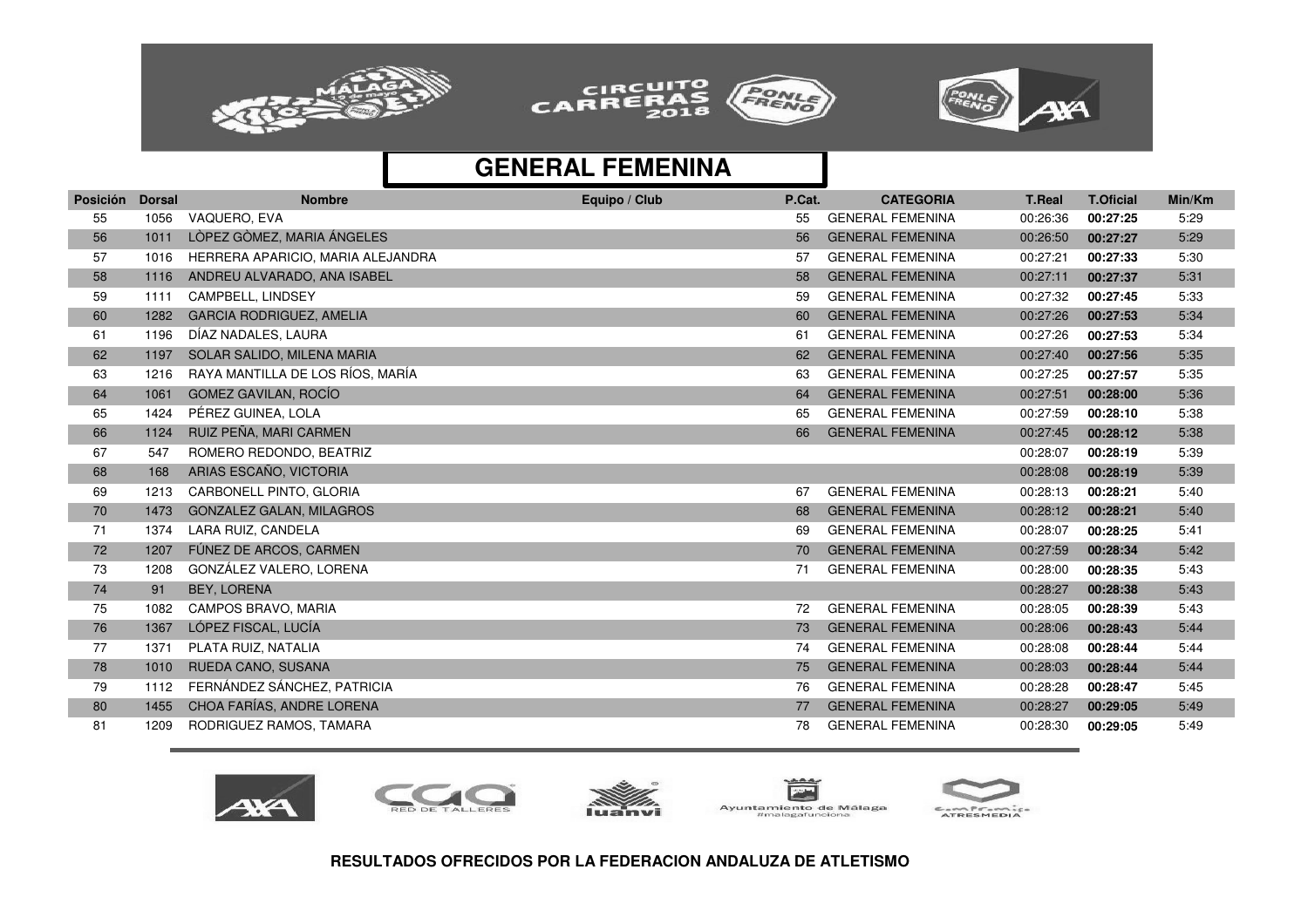## GENERAL FEMENINA

| Posición | Dorsal | Nombre | Equipo / Club | P.Cat. | CATEGORIA | T.Real | T.Oficial | Min/Km |
|---|---|---|---|---|---|---|---|---|
| 55 | 1056 | VAQUERO, EVA | | 55 | GENERAL FEMENINA | 00:26:36 | **00:27:25** | 5:29 |
| 56 | 1011 | LÒPEZ GÒMEZ, MARIA ÁNGELES | | 56 | GENERAL FEMENINA | 00:26:50 | **00:27:27** | 5:29 |
| 57 | 1016 | HERRERA APARICIO, MARIA ALEJANDRA | | 57 | GENERAL FEMENINA | 00:27:21 | **00:27:33** | 5:30 |
| 58 | 1116 | ANDREU ALVARADO, ANA ISABEL | | 58 | GENERAL FEMENINA | 00:27:11 | **00:27:37** | 5:31 |
| 59 | 1111 | CAMPBELL, LINDSEY | | 59 | GENERAL FEMENINA | 00:27:32 | **00:27:45** | 5:33 |
| 60 | 1282 | GARCIA RODRIGUEZ, AMELIA | | 60 | GENERAL FEMENINA | 00:27:26 | **00:27:53** | 5:34 |
| 61 | 1196 | DÍAZ NADALES, LAURA | | 61 | GENERAL FEMENINA | 00:27:26 | **00:27:53** | 5:34 |
| 62 | 1197 | SOLAR SALIDO, MILENA MARIA | | 62 | GENERAL FEMENINA | 00:27:40 | **00:27:56** | 5:35 |
| 63 | 1216 | RAYA MANTILLA DE LOS RÍOS, MARÍA | | 63 | GENERAL FEMENINA | 00:27:25 | **00:27:57** | 5:35 |
| 64 | 1061 | GOMEZ GAVILAN, ROCÍO | | 64 | GENERAL FEMENINA | 00:27:51 | **00:28:00** | 5:36 |
| 65 | 1424 | PÉREZ GUINEA, LOLA | | 65 | GENERAL FEMENINA | 00:27:59 | **00:28:10** | 5:38 |
| 66 | 1124 | RUIZ PEÑA, MARI CARMEN | | 66 | GENERAL FEMENINA | 00:27:45 | **00:28:12** | 5:38 |
| 67 | 547 | ROMERO REDONDO, BEATRIZ | | | | 00:28:07 | **00:28:19** | 5:39 |
| 68 | 168 | ARIAS ESCAÑO, VICTORIA | | | | 00:28:08 | **00:28:19** | 5:39 |
| 69 | 1213 | CARBONELL PINTO, GLORIA | | 67 | GENERAL FEMENINA | 00:28:13 | **00:28:21** | 5:40 |
| 70 | 1473 | GONZALEZ GALAN, MILAGROS | | 68 | GENERAL FEMENINA | 00:28:12 | **00:28:21** | 5:40 |
| 71 | 1374 | LARA RUIZ, CANDELA | | 69 | GENERAL FEMENINA | 00:28:07 | **00:28:25** | 5:41 |
| 72 | 1207 | FÚNEZ DE ARCOS, CARMEN | | 70 | GENERAL FEMENINA | 00:27:59 | **00:28:34** | 5:42 |
| 73 | 1208 | GONZÁLEZ VALERO, LORENA | | 71 | GENERAL FEMENINA | 00:28:00 | **00:28:35** | 5:43 |
| 74 | 91 | BEY, LORENA | | | | 00:28:27 | **00:28:38** | 5:43 |
| 75 | 1082 | CAMPOS BRAVO, MARIA | | 72 | GENERAL FEMENINA | 00:28:05 | **00:28:39** | 5:43 |
| 76 | 1367 | LÓPEZ FISCAL, LUCÍA | | 73 | GENERAL FEMENINA | 00:28:06 | **00:28:43** | 5:44 |
| 77 | 1371 | PLATA RUIZ, NATALIA | | 74 | GENERAL FEMENINA | 00:28:08 | **00:28:44** | 5:44 |
| 78 | 1010 | RUEDA CANO, SUSANA | | 75 | GENERAL FEMENINA | 00:28:03 | **00:28:44** | 5:44 |
| 79 | 1112 | FERNÁNDEZ SÁNCHEZ, PATRICIA | | 76 | GENERAL FEMENINA | 00:28:28 | **00:28:47** | 5:45 |
| 80 | 1455 | CHOA FARÍAS, ANDRE LORENA | | 77 | GENERAL FEMENINA | 00:28:27 | **00:29:05** | 5:49 |
| 81 | 1209 | RODRIGUEZ RAMOS, TAMARA | | 78 | GENERAL FEMENINA | 00:28:30 | **00:29:05** | 5:49 |

**RESULTADOS OFRECIDOS POR LA FEDERACION ANDALUZA DE ATLETISMO**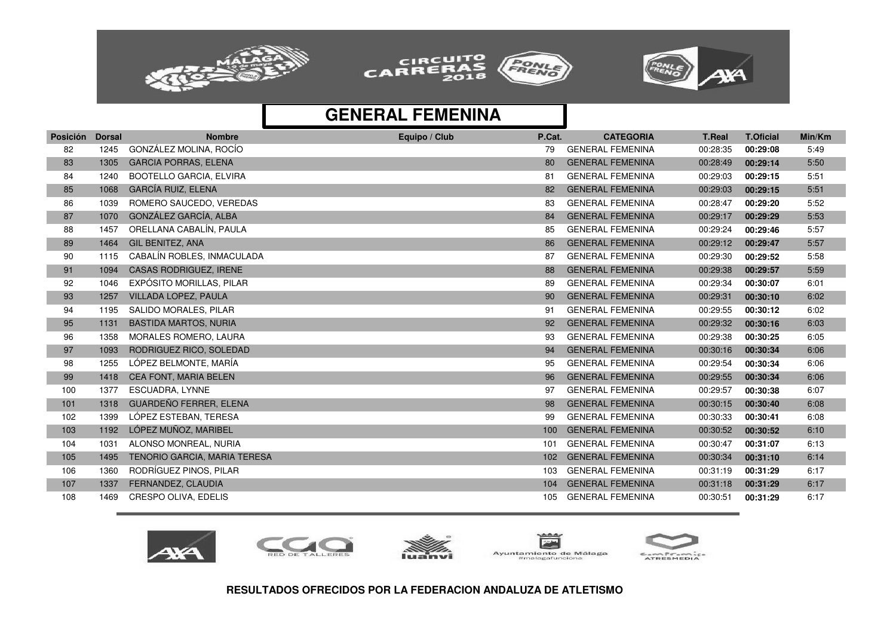# GENERAL FEMENINA

| Posición | Dorsal | Nombre | Equipo / Club | P.Cat. | CATEGORIA | T.Real | T.Oficial | Min/Km |
|---|---|---|---|---|---|---|---|---|
| 82 | 1245 | GONZÁLEZ MOLINA, ROCÍO | | 79 | GENERAL FEMENINA | 00:28:35 | **00:29:08** | 5:49 |
| 83 | 1305 | GARCIA PORRAS, ELENA | | 80 | GENERAL FEMENINA | 00:28:49 | **00:29:14** | 5:50 |
| 84 | 1240 | BOOTELLO GARCIA, ELVIRA | | 81 | GENERAL FEMENINA | 00:29:03 | **00:29:15** | 5:51 |
| 85 | 1068 | GARCÍA RUIZ, ELENA | | 82 | GENERAL FEMENINA | 00:29:03 | **00:29:15** | 5:51 |
| 86 | 1039 | ROMERO SAUCEDO, VEREDAS | | 83 | GENERAL FEMENINA | 00:28:47 | **00:29:20** | 5:52 |
| 87 | 1070 | GONZÁLEZ GARCÍA, ALBA | | 84 | GENERAL FEMENINA | 00:29:17 | **00:29:29** | 5:53 |
| 88 | 1457 | ORELLANA CABALÍN, PAULA | | 85 | GENERAL FEMENINA | 00:29:24 | **00:29:46** | 5:57 |
| 89 | 1464 | GIL BENITEZ, ANA | | 86 | GENERAL FEMENINA | 00:29:12 | **00:29:47** | 5:57 |
| 90 | 1115 | CABALÍN ROBLES, INMACULADA | | 87 | GENERAL FEMENINA | 00:29:30 | **00:29:52** | 5:58 |
| 91 | 1094 | CASAS RODRIGUEZ, IRENE | | 88 | GENERAL FEMENINA | 00:29:38 | **00:29:57** | 5:59 |
| 92 | 1046 | EXPÓSITO MORILLAS, PILAR | | 89 | GENERAL FEMENINA | 00:29:34 | **00:30:07** | 6:01 |
| 93 | 1257 | VILLADA LOPEZ, PAULA | | 90 | GENERAL FEMENINA | 00:29:31 | **00:30:10** | 6:02 |
| 94 | 1195 | SALIDO MORALES, PILAR | | 91 | GENERAL FEMENINA | 00:29:55 | **00:30:12** | 6:02 |
| 95 | 1131 | BASTIDA MARTOS, NURIA | | 92 | GENERAL FEMENINA | 00:29:32 | **00:30:16** | 6:03 |
| 96 | 1358 | MORALES ROMERO, LAURA | | 93 | GENERAL FEMENINA | 00:29:38 | **00:30:25** | 6:05 |
| 97 | 1093 | RODRIGUEZ RICO, SOLEDAD | | 94 | GENERAL FEMENINA | 00:30:16 | **00:30:34** | 6:06 |
| 98 | 1255 | LÓPEZ BELMONTE, MARÍA | | 95 | GENERAL FEMENINA | 00:29:54 | **00:30:34** | 6:06 |
| 99 | 1418 | CEA FONT, MARIA BELEN | | 96 | GENERAL FEMENINA | 00:29:55 | **00:30:34** | 6:06 |
| 100 | 1377 | ESCUADRA, LYNNE | | 97 | GENERAL FEMENINA | 00:29:57 | **00:30:38** | 6:07 |
| 101 | 1318 | GUARDEÑO FERRER, ELENA | | 98 | GENERAL FEMENINA | 00:30:15 | **00:30:40** | 6:08 |
| 102 | 1399 | LÓPEZ ESTEBAN, TERESA | | 99 | GENERAL FEMENINA | 00:30:33 | **00:30:41** | 6:08 |
| 103 | 1192 | LÓPEZ MUÑOZ, MARIBEL | | 100 | GENERAL FEMENINA | 00:30:52 | **00:30:52** | 6:10 |
| 104 | 1031 | ALONSO MONREAL, NURIA | | 101 | GENERAL FEMENINA | 00:30:47 | **00:31:07** | 6:13 |
| 105 | 1495 | TENORIO GARCIA, MARIA TERESA | | 102 | GENERAL FEMENINA | 00:30:34 | **00:31:10** | 6:14 |
| 106 | 1360 | RODRÍGUEZ PINOS, PILAR | | 103 | GENERAL FEMENINA | 00:31:19 | **00:31:29** | 6:17 |
| 107 | 1337 | FERNANDEZ, CLAUDIA | | 104 | GENERAL FEMENINA | 00:31:18 | **00:31:29** | 6:17 |
| 108 | 1469 | CRESPO OLIVA, EDELIS | | 105 | GENERAL FEMENINA | 00:30:51 | **00:31:29** | 6:17 |

**RESULTADOS OFRECIDOS POR LA FEDERACION ANDALUZA DE ATLETISMO**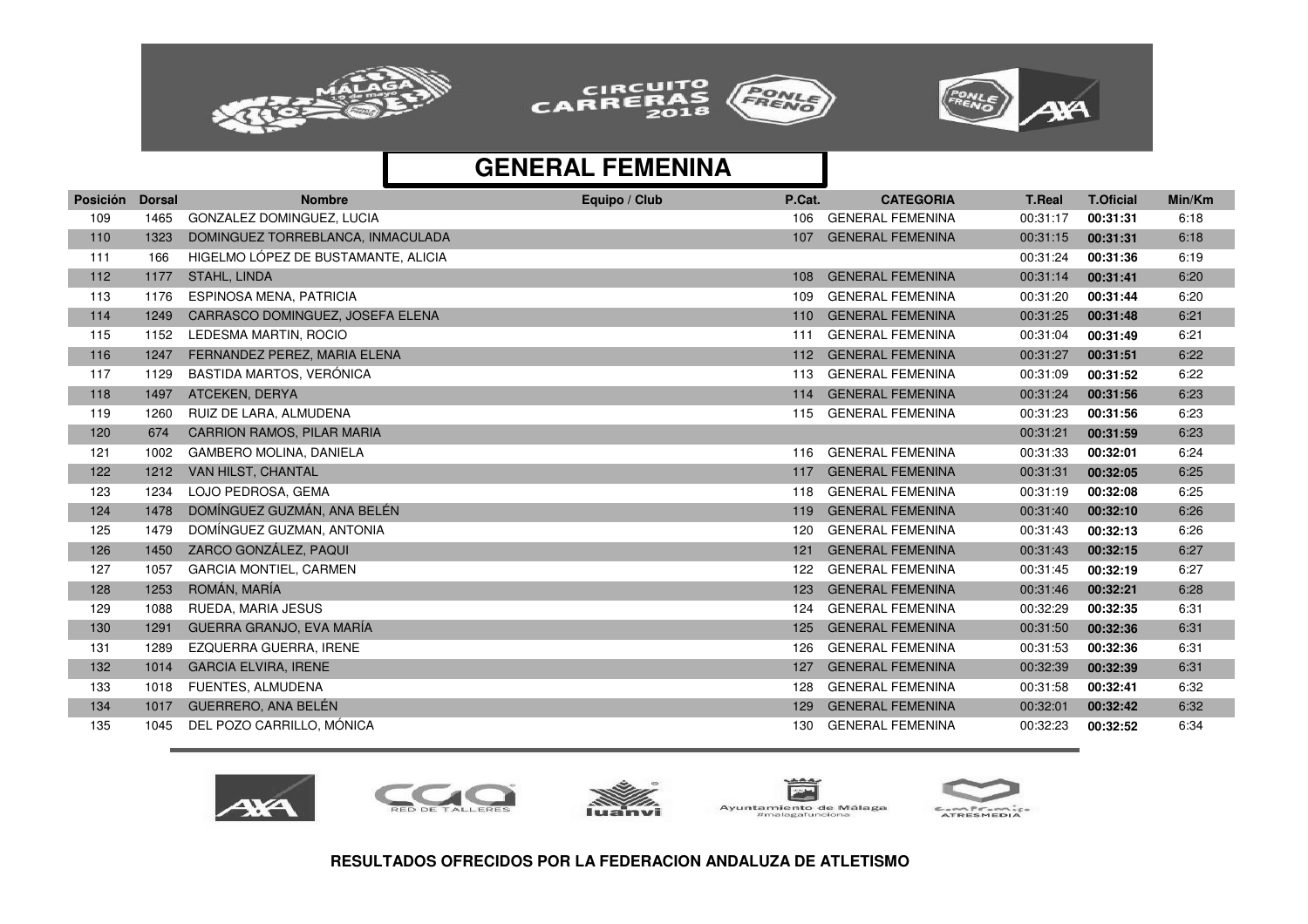## GENERAL FEMENINA

| Posición | Dorsal | Nombre | Equipo / Club | P.Cat. | CATEGORIA | T.Real | T.Oficial | Min/Km |
|---|---|---|---|---|---|---|---|---|
| 109 | 1465 | GONZALEZ DOMINGUEZ, LUCIA | | 106 | GENERAL FEMENINA | 00:31:17 | **00:31:31** | 6:18 |
| 110 | 1323 | DOMINGUEZ TORREBLANCA, INMACULADA | | 107 | GENERAL FEMENINA | 00:31:15 | **00:31:31** | 6:18 |
| 111 | 166 | HIGELMO LÓPEZ DE BUSTAMANTE, ALICIA | | | | 00:31:24 | **00:31:36** | 6:19 |
| 112 | 1177 | STAHL, LINDA | | 108 | GENERAL FEMENINA | 00:31:14 | **00:31:41** | 6:20 |
| 113 | 1176 | ESPINOSA MENA, PATRICIA | | 109 | GENERAL FEMENINA | 00:31:20 | **00:31:44** | 6:20 |
| 114 | 1249 | CARRASCO DOMINGUEZ, JOSEFA ELENA | | 110 | GENERAL FEMENINA | 00:31:25 | **00:31:48** | 6:21 |
| 115 | 1152 | LEDESMA MARTIN, ROCIO | | 111 | GENERAL FEMENINA | 00:31:04 | **00:31:49** | 6:21 |
| 116 | 1247 | FERNANDEZ PEREZ, MARIA ELENA | | 112 | GENERAL FEMENINA | 00:31:27 | **00:31:51** | 6:22 |
| 117 | 1129 | BASTIDA MARTOS, VERÓNICA | | 113 | GENERAL FEMENINA | 00:31:09 | **00:31:52** | 6:22 |
| 118 | 1497 | ATCEKEN, DERYA | | 114 | GENERAL FEMENINA | 00:31:24 | **00:31:56** | 6:23 |
| 119 | 1260 | RUIZ DE LARA, ALMUDENA | | 115 | GENERAL FEMENINA | 00:31:23 | **00:31:56** | 6:23 |
| 120 | 674 | CARRION RAMOS, PILAR MARIA | | | | 00:31:21 | **00:31:59** | 6:23 |
| 121 | 1002 | GAMBERO MOLINA, DANIELA | | 116 | GENERAL FEMENINA | 00:31:33 | **00:32:01** | 6:24 |
| 122 | 1212 | VAN HILST, CHANTAL | | 117 | GENERAL FEMENINA | 00:31:31 | **00:32:05** | 6:25 |
| 123 | 1234 | LOJO PEDROSA, GEMA | | 118 | GENERAL FEMENINA | 00:31:19 | **00:32:08** | 6:25 |
| 124 | 1478 | DOMÍNGUEZ GUZMÁN, ANA BELÉN | | 119 | GENERAL FEMENINA | 00:31:40 | **00:32:10** | 6:26 |
| 125 | 1479 | DOMÍNGUEZ GUZMAN, ANTONIA | | 120 | GENERAL FEMENINA | 00:31:43 | **00:32:13** | 6:26 |
| 126 | 1450 | ZARCO GONZÁLEZ, PAQUI | | 121 | GENERAL FEMENINA | 00:31:43 | **00:32:15** | 6:27 |
| 127 | 1057 | GARCIA MONTIEL, CARMEN | | 122 | GENERAL FEMENINA | 00:31:45 | **00:32:19** | 6:27 |
| 128 | 1253 | ROMÁN, MARÍA | | 123 | GENERAL FEMENINA | 00:31:46 | **00:32:21** | 6:28 |
| 129 | 1088 | RUEDA, MARIA JESUS | | 124 | GENERAL FEMENINA | 00:32:29 | **00:32:35** | 6:31 |
| 130 | 1291 | GUERRA GRANJO, EVA MARÍA | | 125 | GENERAL FEMENINA | 00:31:50 | **00:32:36** | 6:31 |
| 131 | 1289 | EZQUERRA GUERRA, IRENE | | 126 | GENERAL FEMENINA | 00:31:53 | **00:32:36** | 6:31 |
| 132 | 1014 | GARCIA ELVIRA, IRENE | | 127 | GENERAL FEMENINA | 00:32:39 | **00:32:39** | 6:31 |
| 133 | 1018 | FUENTES, ALMUDENA | | 128 | GENERAL FEMENINA | 00:31:58 | **00:32:41** | 6:32 |
| 134 | 1017 | GUERRERO, ANA BELÉN | | 129 | GENERAL FEMENINA | 00:32:01 | **00:32:42** | 6:32 |
| 135 | 1045 | DEL POZO CARRILLO, MÓNICA | | 130 | GENERAL FEMENINA | 00:32:23 | **00:32:52** | 6:34 |

**RESULTADOS OFRECIDOS POR LA FEDERACION ANDALUZA DE ATLETISMO**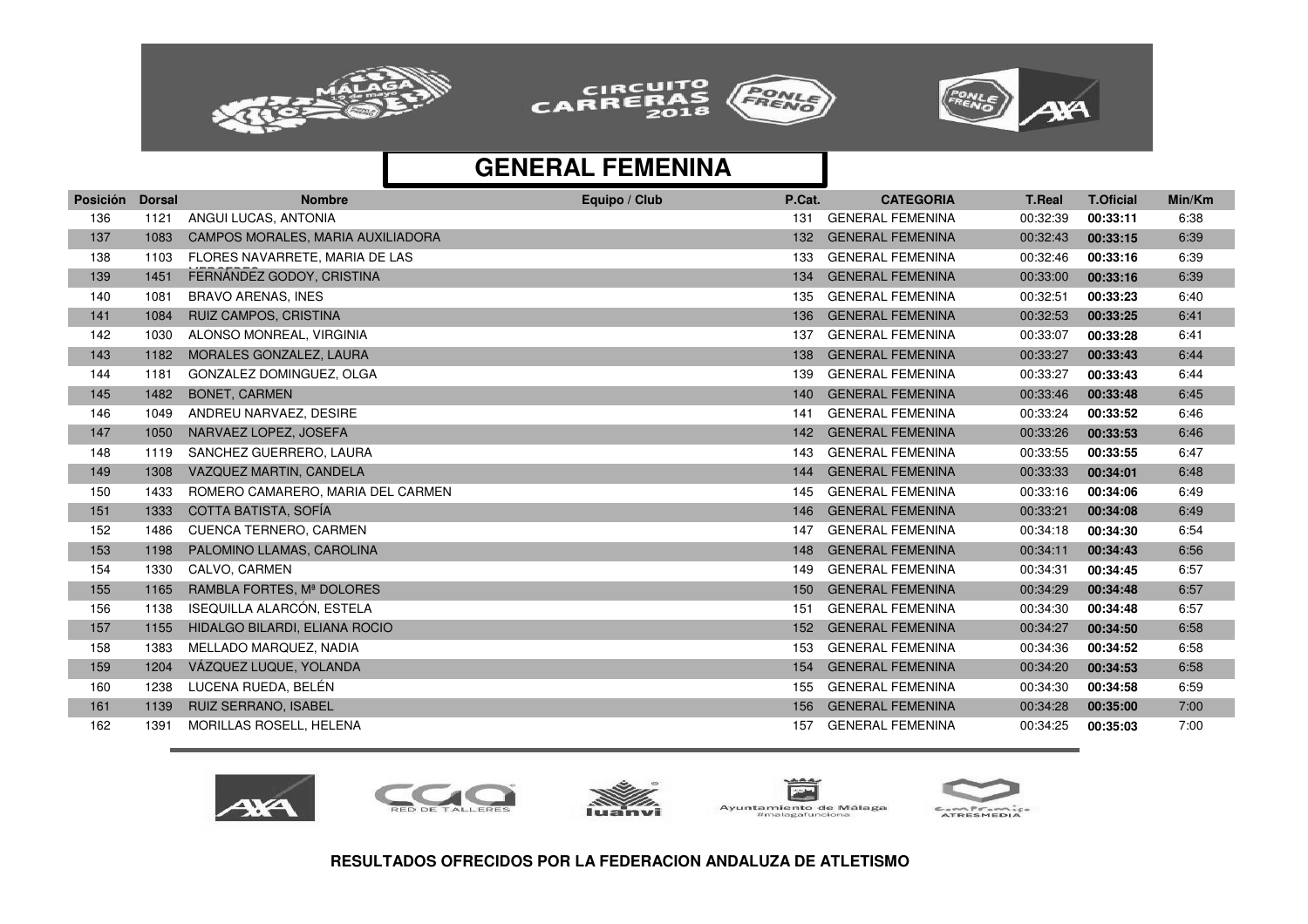# GENERAL FEMENINA

| Posición | Dorsal | Nombre | Equipo / Club | P.Cat. | CATEGORIA | T.Real | T.Oficial | Min/Km |
|---|---|---|---|---|---|---|---|---|
| 136 | 1121 | ANGUI LUCAS, ANTONIA | | 131 | GENERAL FEMENINA | 00:32:39 | **00:33:11** | 6:38 |
| 137 | 1083 | CAMPOS MORALES, MARIA AUXILIADORA | | 132 | GENERAL FEMENINA | 00:32:43 | **00:33:15** | 6:39 |
| 138 | 1103 | FLORES NAVARRETE, MARIA DE LAS MERCEDES | | 133 | GENERAL FEMENINA | 00:32:46 | **00:33:16** | 6:39 |
| 139 | 1451 | FERNÁNDEZ GODOY, CRISTINA | | 134 | GENERAL FEMENINA | 00:33:00 | **00:33:16** | 6:39 |
| 140 | 1081 | BRAVO ARENAS, INES | | 135 | GENERAL FEMENINA | 00:32:51 | **00:33:23** | 6:40 |
| 141 | 1084 | RUIZ CAMPOS, CRISTINA | | 136 | GENERAL FEMENINA | 00:32:53 | **00:33:25** | 6:41 |
| 142 | 1030 | ALONSO MONREAL, VIRGINIA | | 137 | GENERAL FEMENINA | 00:33:07 | **00:33:28** | 6:41 |
| 143 | 1182 | MORALES GONZALEZ, LAURA | | 138 | GENERAL FEMENINA | 00:33:27 | **00:33:43** | 6:44 |
| 144 | 1181 | GONZALEZ DOMINGUEZ, OLGA | | 139 | GENERAL FEMENINA | 00:33:27 | **00:33:43** | 6:44 |
| 145 | 1482 | BONET, CARMEN | | 140 | GENERAL FEMENINA | 00:33:46 | **00:33:48** | 6:45 |
| 146 | 1049 | ANDREU NARVAEZ, DESIRE | | 141 | GENERAL FEMENINA | 00:33:24 | **00:33:52** | 6:46 |
| 147 | 1050 | NARVAEZ LOPEZ, JOSEFA | | 142 | GENERAL FEMENINA | 00:33:26 | **00:33:53** | 6:46 |
| 148 | 1119 | SANCHEZ GUERRERO, LAURA | | 143 | GENERAL FEMENINA | 00:33:55 | **00:33:55** | 6:47 |
| 149 | 1308 | VAZQUEZ MARTIN, CANDELA | | 144 | GENERAL FEMENINA | 00:33:33 | **00:34:01** | 6:48 |
| 150 | 1433 | ROMERO CAMARERO, MARIA DEL CARMEN | | 145 | GENERAL FEMENINA | 00:33:16 | **00:34:06** | 6:49 |
| 151 | 1333 | COTTA BATISTA, SOFÍA | | 146 | GENERAL FEMENINA | 00:33:21 | **00:34:08** | 6:49 |
| 152 | 1486 | CUENCA TERNERO, CARMEN | | 147 | GENERAL FEMENINA | 00:34:18 | **00:34:30** | 6:54 |
| 153 | 1198 | PALOMINO LLAMAS, CAROLINA | | 148 | GENERAL FEMENINA | 00:34:11 | **00:34:43** | 6:56 |
| 154 | 1330 | CALVO, CARMEN | | 149 | GENERAL FEMENINA | 00:34:31 | **00:34:45** | 6:57 |
| 155 | 1165 | RAMBLA FORTES, Mª DOLORES | | 150 | GENERAL FEMENINA | 00:34:29 | **00:34:48** | 6:57 |
| 156 | 1138 | ISEQUILLA ALARCÓN, ESTELA | | 151 | GENERAL FEMENINA | 00:34:30 | **00:34:48** | 6:57 |
| 157 | 1155 | HIDALGO BILARDI, ELIANA ROCIO | | 152 | GENERAL FEMENINA | 00:34:27 | **00:34:50** | 6:58 |
| 158 | 1383 | MELLADO MARQUEZ, NADIA | | 153 | GENERAL FEMENINA | 00:34:36 | **00:34:52** | 6:58 |
| 159 | 1204 | VÁZQUEZ LUQUE, YOLANDA | | 154 | GENERAL FEMENINA | 00:34:20 | **00:34:53** | 6:58 |
| 160 | 1238 | LUCENA RUEDA, BELÉN | | 155 | GENERAL FEMENINA | 00:34:30 | **00:34:58** | 6:59 |
| 161 | 1139 | RUIZ SERRANO, ISABEL | | 156 | GENERAL FEMENINA | 00:34:28 | **00:35:00** | 7:00 |
| 162 | 1391 | MORILLAS ROSELL, HELENA | | 157 | GENERAL FEMENINA | 00:34:25 | **00:35:03** | 7:00 |

**RESULTADOS OFRECIDOS POR LA FEDERACION ANDALUZA DE ATLETISMO**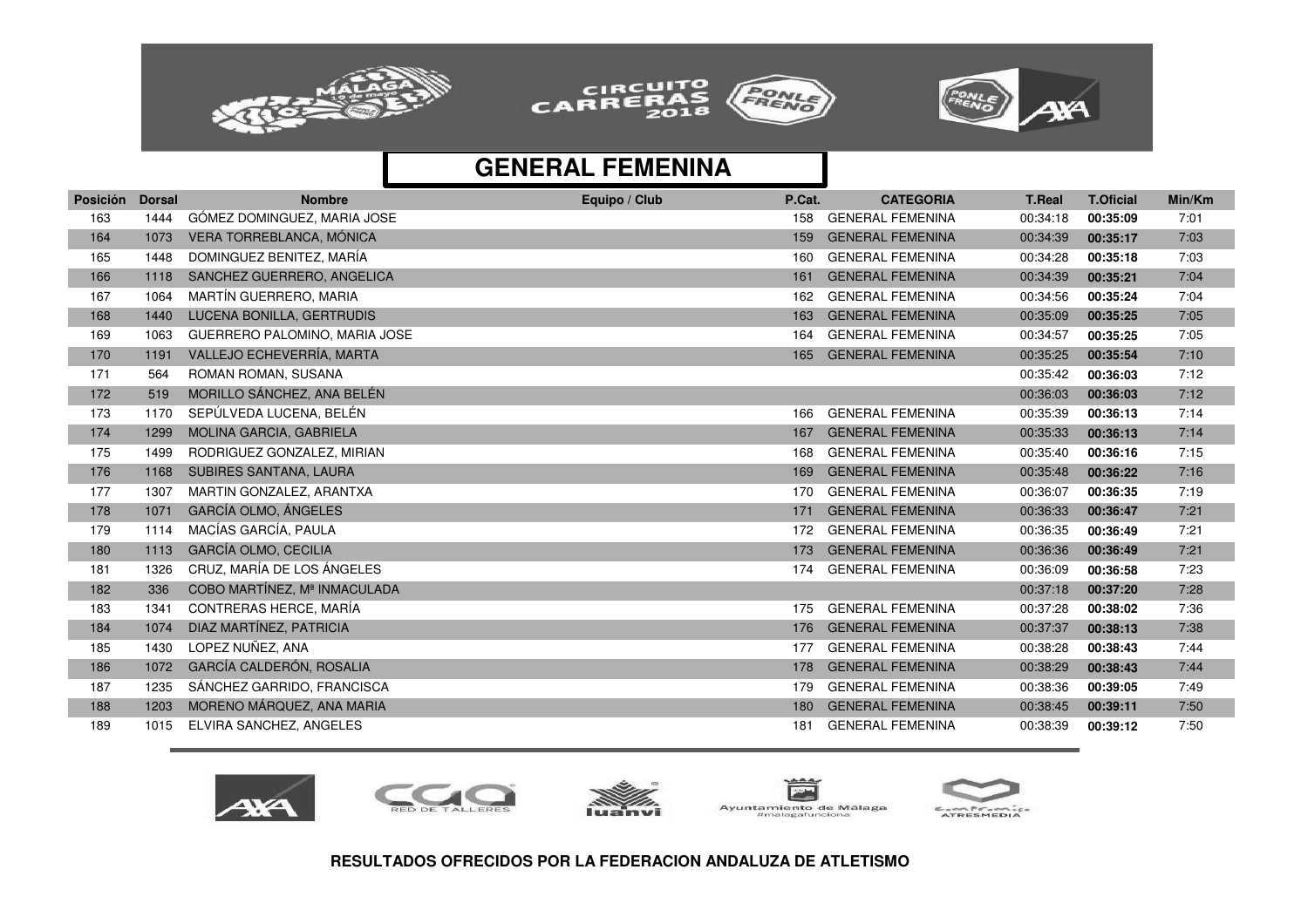## GENERAL FEMENINA

| Posición | Dorsal | Nombre | Equipo / Club | P.Cat. | CATEGORIA | T.Real | T.Oficial | Min/Km |
|---|---|---|---|---|---|---|---|---|
| 163 | 1444 | GÓMEZ DOMINGUEZ, MARIA JOSE | | 158 | GENERAL FEMENINA | 00:34:18 | **00:35:09** | 7:01 |
| 164 | 1073 | VERA TORREBLANCA, MÓNICA | | 159 | GENERAL FEMENINA | 00:34:39 | **00:35:17** | 7:03 |
| 165 | 1448 | DOMINGUEZ BENITEZ, MARÍA | | 160 | GENERAL FEMENINA | 00:34:28 | **00:35:18** | 7:03 |
| 166 | 1118 | SANCHEZ GUERRERO, ANGELICA | | 161 | GENERAL FEMENINA | 00:34:39 | **00:35:21** | 7:04 |
| 167 | 1064 | MARTÍN GUERRERO, MARIA | | 162 | GENERAL FEMENINA | 00:34:56 | **00:35:24** | 7:04 |
| 168 | 1440 | LUCENA BONILLA, GERTRUDIS | | 163 | GENERAL FEMENINA | 00:35:09 | **00:35:25** | 7:05 |
| 169 | 1063 | GUERRERO PALOMINO, MARIA JOSE | | 164 | GENERAL FEMENINA | 00:34:57 | **00:35:25** | 7:05 |
| 170 | 1191 | VALLEJO ECHEVERRÍA, MARTA | | 165 | GENERAL FEMENINA | 00:35:25 | **00:35:54** | 7:10 |
| 171 | 564 | ROMAN ROMAN, SUSANA | | | | 00:35:42 | **00:36:03** | 7:12 |
| 172 | 519 | MORILLO SÁNCHEZ, ANA BELÉN | | | | 00:36:03 | **00:36:03** | 7:12 |
| 173 | 1170 | SEPÚLVEDA LUCENA, BELÉN | | 166 | GENERAL FEMENINA | 00:35:39 | **00:36:13** | 7:14 |
| 174 | 1299 | MOLINA GARCIA, GABRIELA | | 167 | GENERAL FEMENINA | 00:35:33 | **00:36:13** | 7:14 |
| 175 | 1499 | RODRIGUEZ GONZALEZ, MIRIAN | | 168 | GENERAL FEMENINA | 00:35:40 | **00:36:16** | 7:15 |
| 176 | 1168 | SUBIRES SANTANA, LAURA | | 169 | GENERAL FEMENINA | 00:35:48 | **00:36:22** | 7:16 |
| 177 | 1307 | MARTIN GONZALEZ, ARANTXA | | 170 | GENERAL FEMENINA | 00:36:07 | **00:36:35** | 7:19 |
| 178 | 1071 | GARCÍA OLMO, ÁNGELES | | 171 | GENERAL FEMENINA | 00:36:33 | **00:36:47** | 7:21 |
| 179 | 1114 | MACÍAS GARCÍA, PAULA | | 172 | GENERAL FEMENINA | 00:36:35 | **00:36:49** | 7:21 |
| 180 | 1113 | GARCÍA OLMO, CECILIA | | 173 | GENERAL FEMENINA | 00:36:36 | **00:36:49** | 7:21 |
| 181 | 1326 | CRUZ, MARÍA DE LOS ÁNGELES | | 174 | GENERAL FEMENINA | 00:36:09 | **00:36:58** | 7:23 |
| 182 | 336 | COBO MARTÍNEZ, Mª INMACULADA | | | | 00:37:18 | **00:37:20** | 7:28 |
| 183 | 1341 | CONTRERAS HERCE, MARÍA | | 175 | GENERAL FEMENINA | 00:37:28 | **00:38:02** | 7:36 |
| 184 | 1074 | DIAZ MARTÍNEZ, PATRICIA | | 176 | GENERAL FEMENINA | 00:37:37 | **00:38:13** | 7:38 |
| 185 | 1430 | LOPEZ NUÑEZ, ANA | | 177 | GENERAL FEMENINA | 00:38:28 | **00:38:43** | 7:44 |
| 186 | 1072 | GARCÍA CALDERÓN, ROSALIA | | 178 | GENERAL FEMENINA | 00:38:29 | **00:38:43** | 7:44 |
| 187 | 1235 | SÁNCHEZ GARRIDO, FRANCISCA | | 179 | GENERAL FEMENINA | 00:38:36 | **00:39:05** | 7:49 |
| 188 | 1203 | MORENO MÁRQUEZ, ANA MARIA | | 180 | GENERAL FEMENINA | 00:38:45 | **00:39:11** | 7:50 |
| 189 | 1015 | ELVIRA SANCHEZ, ANGELES | | 181 | GENERAL FEMENINA | 00:38:39 | **00:39:12** | 7:50 |

**RESULTADOS OFRECIDOS POR LA FEDERACION ANDALUZA DE ATLETISMO**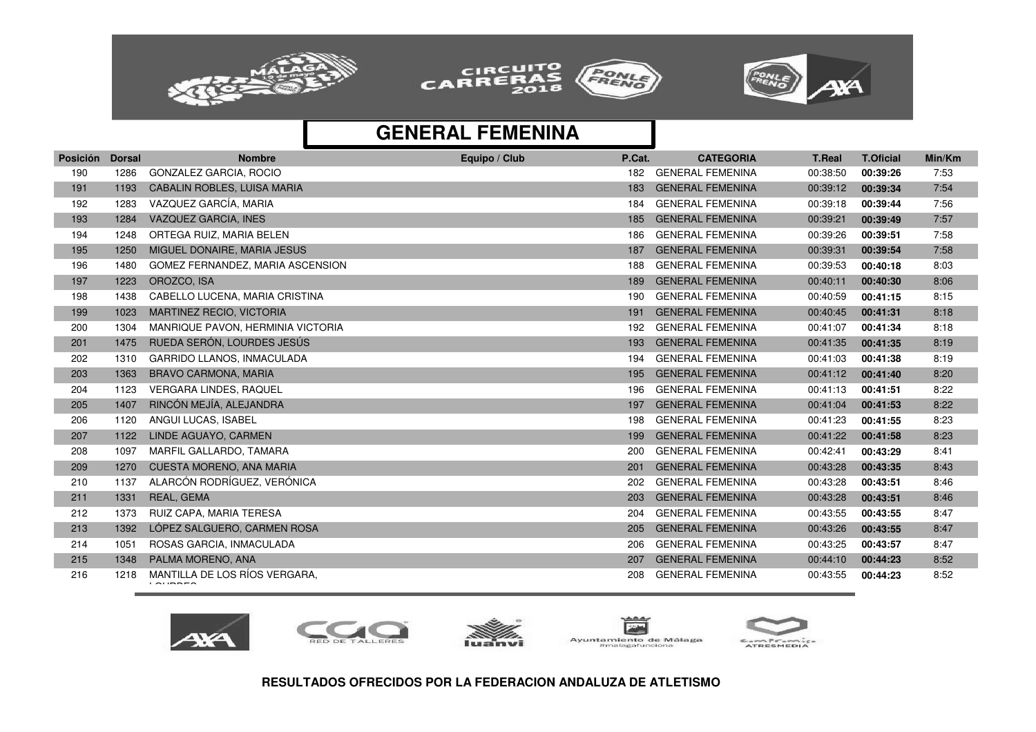## GENERAL FEMENINA

| Posición | Dorsal | Nombre | Equipo / Club | P.Cat. | CATEGORIA | T.Real | T.Oficial | Min/Km |
|---|---|---|---|---|---|---|---|---|
| 190 | 1286 | GONZALEZ GARCIA, ROCIO | | 182 | GENERAL FEMENINA | 00:38:50 | **00:39:26** | 7:53 |
| 191 | 1193 | CABALIN ROBLES, LUISA MARIA | | 183 | GENERAL FEMENINA | 00:39:12 | **00:39:34** | 7:54 |
| 192 | 1283 | VAZQUEZ GARCÍA, MARIA | | 184 | GENERAL FEMENINA | 00:39:18 | **00:39:44** | 7:56 |
| 193 | 1284 | VAZQUEZ GARCIA, INES | | 185 | GENERAL FEMENINA | 00:39:21 | **00:39:49** | 7:57 |
| 194 | 1248 | ORTEGA RUIZ, MARIA BELEN | | 186 | GENERAL FEMENINA | 00:39:26 | **00:39:51** | 7:58 |
| 195 | 1250 | MIGUEL DONAIRE, MARIA JESUS | | 187 | GENERAL FEMENINA | 00:39:31 | **00:39:54** | 7:58 |
| 196 | 1480 | GOMEZ FERNANDEZ, MARIA ASCENSION | | 188 | GENERAL FEMENINA | 00:39:53 | **00:40:18** | 8:03 |
| 197 | 1223 | OROZCO, ISA | | 189 | GENERAL FEMENINA | 00:40:11 | **00:40:30** | 8:06 |
| 198 | 1438 | CABELLO LUCENA, MARIA CRISTINA | | 190 | GENERAL FEMENINA | 00:40:59 | **00:41:15** | 8:15 |
| 199 | 1023 | MARTINEZ RECIO, VICTORIA | | 191 | GENERAL FEMENINA | 00:40:45 | **00:41:31** | 8:18 |
| 200 | 1304 | MANRIQUE PAVON, HERMINIA VICTORIA | | 192 | GENERAL FEMENINA | 00:41:07 | **00:41:34** | 8:18 |
| 201 | 1475 | RUEDA SERÓN, LOURDES JESÚS | | 193 | GENERAL FEMENINA | 00:41:35 | **00:41:35** | 8:19 |
| 202 | 1310 | GARRIDO LLANOS, INMACULADA | | 194 | GENERAL FEMENINA | 00:41:03 | **00:41:38** | 8:19 |
| 203 | 1363 | BRAVO CARMONA, MARIA | | 195 | GENERAL FEMENINA | 00:41:12 | **00:41:40** | 8:20 |
| 204 | 1123 | VERGARA LINDES, RAQUEL | | 196 | GENERAL FEMENINA | 00:41:13 | **00:41:51** | 8:22 |
| 205 | 1407 | RINCÓN MEJÍA, ALEJANDRA | | 197 | GENERAL FEMENINA | 00:41:04 | **00:41:53** | 8:22 |
| 206 | 1120 | ANGUI LUCAS, ISABEL | | 198 | GENERAL FEMENINA | 00:41:23 | **00:41:55** | 8:23 |
| 207 | 1122 | LINDE AGUAYO, CARMEN | | 199 | GENERAL FEMENINA | 00:41:22 | **00:41:58** | 8:23 |
| 208 | 1097 | MARFIL GALLARDO, TAMARA | | 200 | GENERAL FEMENINA | 00:42:41 | **00:43:29** | 8:41 |
| 209 | 1270 | CUESTA MORENO, ANA MARIA | | 201 | GENERAL FEMENINA | 00:43:28 | **00:43:35** | 8:43 |
| 210 | 1137 | ALARCÓN RODRÍGUEZ, VERÓNICA | | 202 | GENERAL FEMENINA | 00:43:28 | **00:43:51** | 8:46 |
| 211 | 1331 | REAL, GEMA | | 203 | GENERAL FEMENINA | 00:43:28 | **00:43:51** | 8:46 |
| 212 | 1373 | RUIZ CAPA, MARIA TERESA | | 204 | GENERAL FEMENINA | 00:43:55 | **00:43:55** | 8:47 |
| 213 | 1392 | LÓPEZ SALGUERO, CARMEN ROSA | | 205 | GENERAL FEMENINA | 00:43:26 | **00:43:55** | 8:47 |
| 214 | 1051 | ROSAS GARCIA, INMACULADA | | 206 | GENERAL FEMENINA | 00:43:25 | **00:43:57** | 8:47 |
| 215 | 1348 | PALMA MORENO, ANA | | 207 | GENERAL FEMENINA | 00:44:10 | **00:44:23** | 8:52 |
| 216 | 1218 | MANTILLA DE LOS RÍOS VERGARA, LOURDES | | 208 | GENERAL FEMENINA | 00:43:55 | **00:44:23** | 8:52 |

**RESULTADOS OFRECIDOS POR LA FEDERACION ANDALUZA DE ATLETISMO**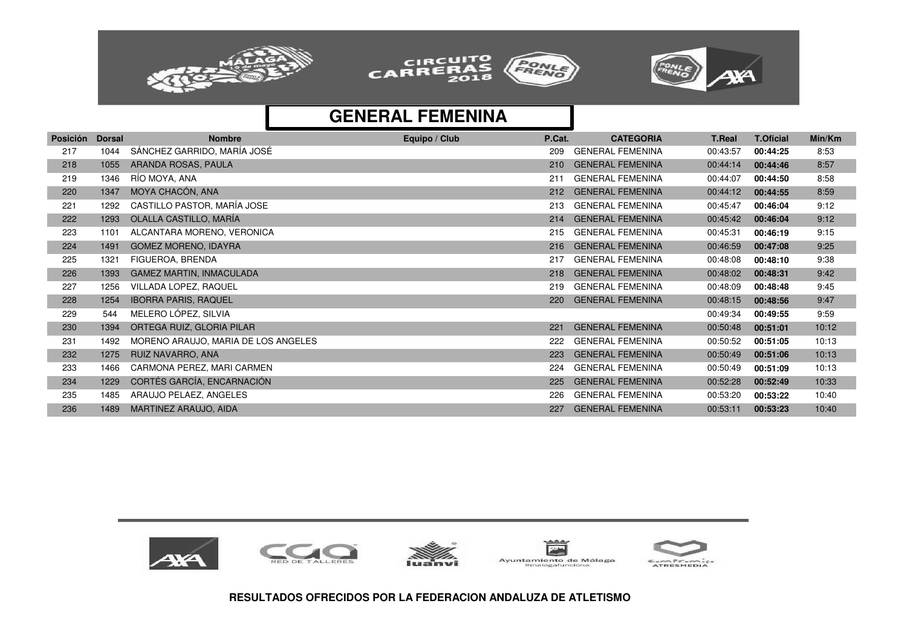## GENERAL FEMENINA

| Posición | Dorsal | Nombre | Equipo / Club | P.Cat. | CATEGORIA | T.Real | T.Oficial | Min/Km |
|---|---|---|---|---|---|---|---|---|
| 217 | 1044 | SÁNCHEZ GARRIDO, MARÍA JOSÉ | | 209 | GENERAL FEMENINA | 00:43:57 | **00:44:25** | 8:53 |
| 218 | 1055 | ARANDA ROSAS, PAULA | | 210 | GENERAL FEMENINA | 00:44:14 | **00:44:46** | 8:57 |
| 219 | 1346 | RÍO MOYA, ANA | | 211 | GENERAL FEMENINA | 00:44:07 | **00:44:50** | 8:58 |
| 220 | 1347 | MOYA CHACÓN, ANA | | 212 | GENERAL FEMENINA | 00:44:12 | **00:44:55** | 8:59 |
| 221 | 1292 | CASTILLO PASTOR, MARÍA JOSE | | 213 | GENERAL FEMENINA | 00:45:47 | **00:46:04** | 9:12 |
| 222 | 1293 | OLALLA CASTILLO, MARÍA | | 214 | GENERAL FEMENINA | 00:45:42 | **00:46:04** | 9:12 |
| 223 | 1101 | ALCANTARA MORENO, VERONICA | | 215 | GENERAL FEMENINA | 00:45:31 | **00:46:19** | 9:15 |
| 224 | 1491 | GOMEZ MORENO, IDAYRA | | 216 | GENERAL FEMENINA | 00:46:59 | **00:47:08** | 9:25 |
| 225 | 1321 | FIGUEROA, BRENDA | | 217 | GENERAL FEMENINA | 00:48:08 | **00:48:10** | 9:38 |
| 226 | 1393 | GAMEZ MARTIN, INMACULADA | | 218 | GENERAL FEMENINA | 00:48:02 | **00:48:31** | 9:42 |
| 227 | 1256 | VILLADA LOPEZ, RAQUEL | | 219 | GENERAL FEMENINA | 00:48:09 | **00:48:48** | 9:45 |
| 228 | 1254 | IBORRA PARIS, RAQUEL | | 220 | GENERAL FEMENINA | 00:48:15 | **00:48:56** | 9:47 |
| 229 | 544 | MELERO LÓPEZ, SILVIA | | | | 00:49:34 | **00:49:55** | 9:59 |
| 230 | 1394 | ORTEGA RUIZ, GLORIA PILAR | | 221 | GENERAL FEMENINA | 00:50:48 | **00:51:01** | 10:12 |
| 231 | 1492 | MORENO ARAUJO, MARIA DE LOS ANGELES | | 222 | GENERAL FEMENINA | 00:50:52 | **00:51:05** | 10:13 |
| 232 | 1275 | RUIZ NAVARRO, ANA | | 223 | GENERAL FEMENINA | 00:50:49 | **00:51:06** | 10:13 |
| 233 | 1466 | CARMONA PEREZ, MARI CARMEN | | 224 | GENERAL FEMENINA | 00:50:49 | **00:51:09** | 10:13 |
| 234 | 1229 | CORTÉS GARCÍA, ENCARNACIÓN | | 225 | GENERAL FEMENINA | 00:52:28 | **00:52:49** | 10:33 |
| 235 | 1485 | ARAUJO PELAEZ, ANGELES | | 226 | GENERAL FEMENINA | 00:53:20 | **00:53:22** | 10:40 |
| 236 | 1489 | MARTINEZ ARAUJO, AIDA | | 227 | GENERAL FEMENINA | 00:53:11 | **00:53:23** | 10:40 |

**RESULTADOS OFRECIDOS POR LA FEDERACION ANDALUZA DE ATLETISMO**